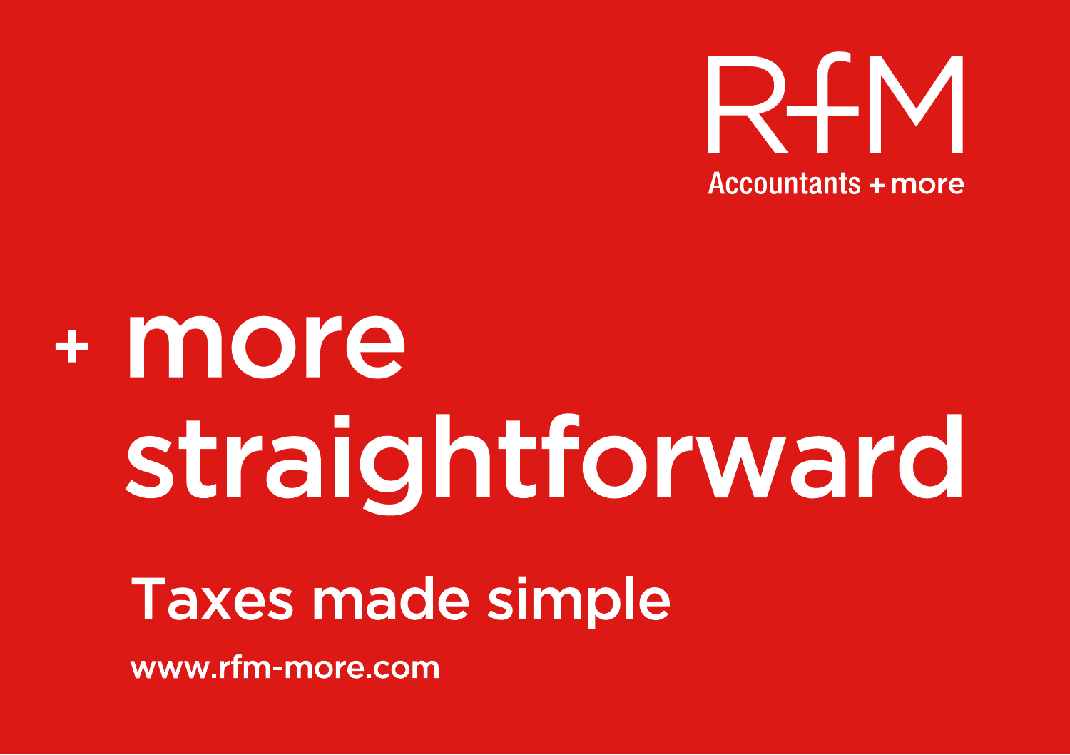RFM

Accountants + more

# + more straightforward

## Taxes made simple

www.rfm-more.com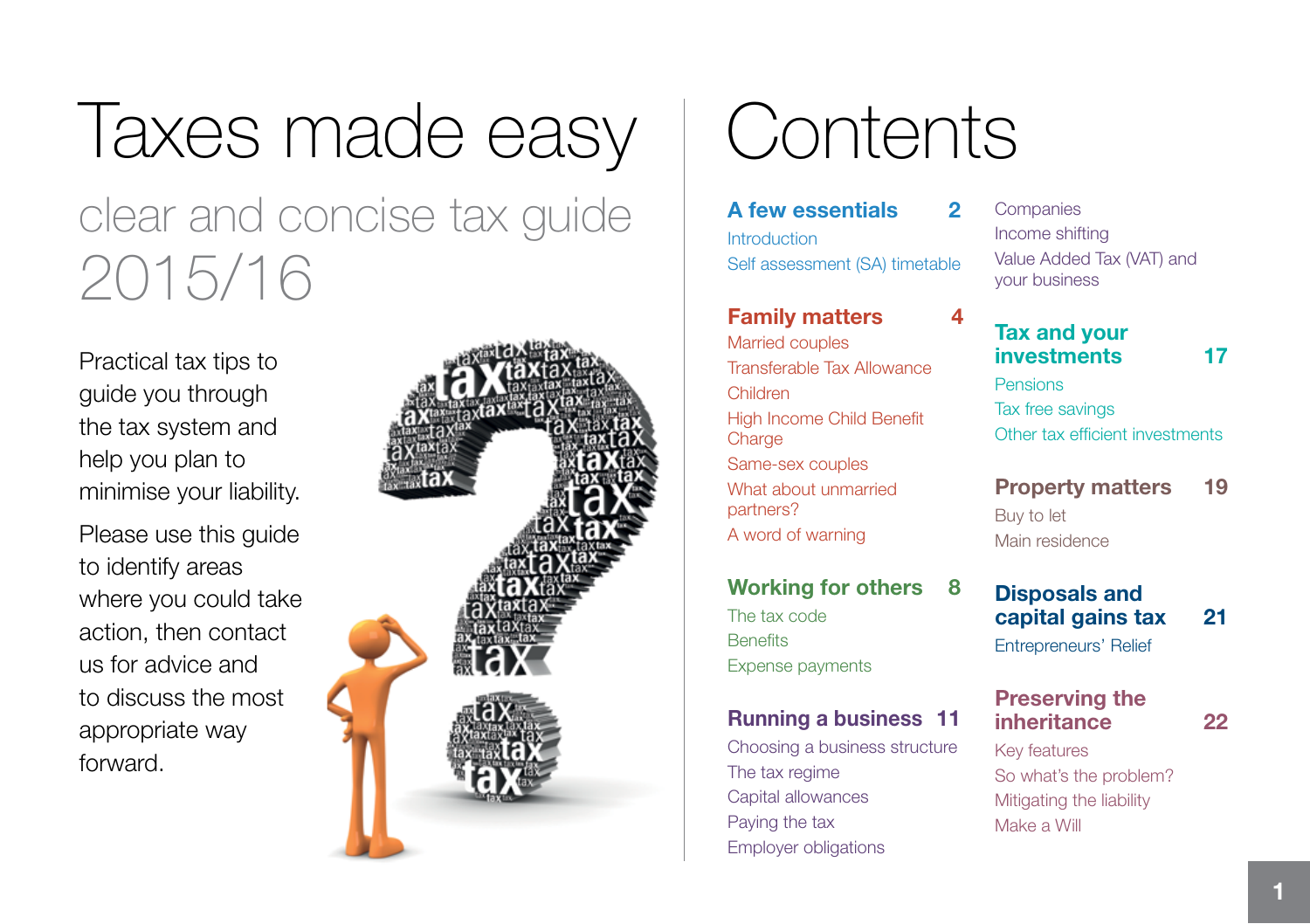# Taxes made easy

## clear and concise tax guide 2015/16

Practical tax tips to guide you through the tax system and help you plan to minimise your liability.

Please use this guide to identify areas where you could take action, then contact us for advice and to discuss the most appropriate way forward.

# Contents

**A few essentials** 2
- Introduction
- Self assessment (SA) timetable

**Family matters** 4
- Married couples
- Transferable Tax Allowance
- Children
- High Income Child Benefit Charge
- Same-sex couples
- What about unmarried partners?
- A word of warning

**Working for others** 8
- The tax code
- Benefits
- Expense payments

**Running a business** 11
- Choosing a business structure
- The tax regime
- Capital allowances
- Paying the tax
- Employer obligations
- Companies
- Income shifting
- Value Added Tax (VAT) and your business

**Tax and your investments** 17
- Pensions
- Tax free savings
- Other tax efficient investments

**Property matters** 19
- Buy to let
- Main residence

**Disposals and capital gains tax** 21
- Entrepreneurs' Relief

**Preserving the inheritance** 22
- Key features
- So what's the problem?
- Mitigating the liability
- Make a Will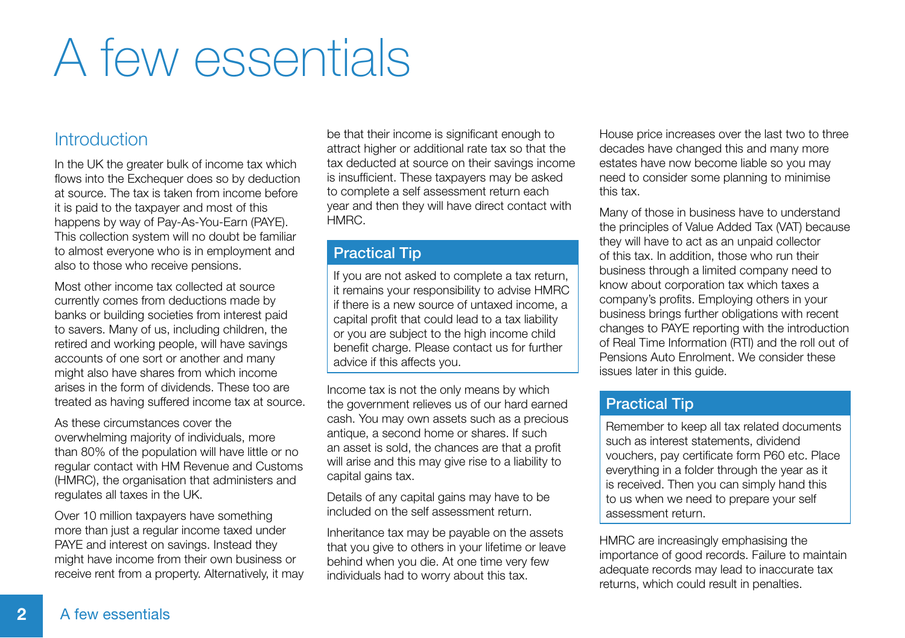# A few essentials

## Introduction

In the UK the greater bulk of income tax which flows into the Exchequer does so by deduction at source. The tax is taken from income before it is paid to the taxpayer and most of this happens by way of Pay-As-You-Earn (PAYE). This collection system will no doubt be familiar to almost everyone who is in employment and also to those who receive pensions.

Most other income tax collected at source currently comes from deductions made by banks or building societies from interest paid to savers. Many of us, including children, the retired and working people, will have savings accounts of one sort or another and many might also have shares from which income arises in the form of dividends. These too are treated as having suffered income tax at source.

As these circumstances cover the overwhelming majority of individuals, more than 80% of the population will have little or no regular contact with HM Revenue and Customs (HMRC), the organisation that administers and regulates all taxes in the UK.

Over 10 million taxpayers have something more than just a regular income taxed under PAYE and interest on savings. Instead they might have income from their own business or receive rent from a property. Alternatively, it may be that their income is significant enough to attract higher or additional rate tax so that the tax deducted at source on their savings income is insufficient. These taxpayers may be asked to complete a self assessment return each year and then they will have direct contact with HMRC.

### Practical Tip

If you are not asked to complete a tax return, it remains your responsibility to advise HMRC if there is a new source of untaxed income, a capital profit that could lead to a tax liability or you are subject to the high income child benefit charge. Please contact us for further advice if this affects you.

Income tax is not the only means by which the government relieves us of our hard earned cash. You may own assets such as a precious antique, a second home or shares. If such an asset is sold, the chances are that a profit will arise and this may give rise to a liability to capital gains tax.

Details of any capital gains may have to be included on the self assessment return.

Inheritance tax may be payable on the assets that you give to others in your lifetime or leave behind when you die. At one time very few individuals had to worry about this tax. House price increases over the last two to three decades have changed this and many more estates have now become liable so you may need to consider some planning to minimise this tax.

Many of those in business have to understand the principles of Value Added Tax (VAT) because they will have to act as an unpaid collector of this tax. In addition, those who run their business through a limited company need to know about corporation tax which taxes a company's profits. Employing others in your business brings further obligations with recent changes to PAYE reporting with the introduction of Real Time Information (RTI) and the roll out of Pensions Auto Enrolment. We consider these issues later in this guide.

### Practical Tip

Remember to keep all tax related documents such as interest statements, dividend vouchers, pay certificate form P60 etc. Place everything in a folder through the year as it is received. Then you can simply hand this to us when we need to prepare your self assessment return.

HMRC are increasingly emphasising the importance of good records. Failure to maintain adequate records may lead to inaccurate tax returns, which could result in penalties.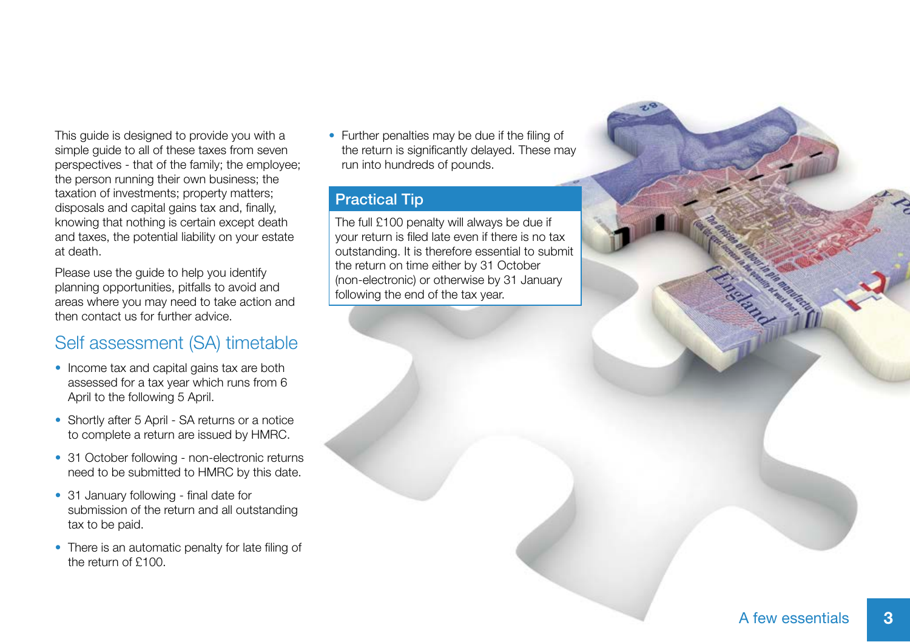This guide is designed to provide you with a simple guide to all of these taxes from seven perspectives - that of the family; the employee; the person running their own business; the taxation of investments; property matters; disposals and capital gains tax and, finally, knowing that nothing is certain except death and taxes, the potential liability on your estate at death.

Please use the guide to help you identify planning opportunities, pitfalls to avoid and areas where you may need to take action and then contact us for further advice.

## Self assessment (SA) timetable

- Income tax and capital gains tax are both assessed for a tax year which runs from 6 April to the following 5 April.
- Shortly after 5 April - SA returns or a notice to complete a return are issued by HMRC.
- 31 October following - non-electronic returns need to be submitted to HMRC by this date.
- 31 January following - final date for submission of the return and all outstanding tax to be paid.
- There is an automatic penalty for late filing of the return of £100.
- Further penalties may be due if the filing of the return is significantly delayed. These may run into hundreds of pounds.

### Practical Tip

The full £100 penalty will always be due if your return is filed late even if there is no tax outstanding. It is therefore essential to submit the return on time either by 31 October (non-electronic) or otherwise by 31 January following the end of the tax year.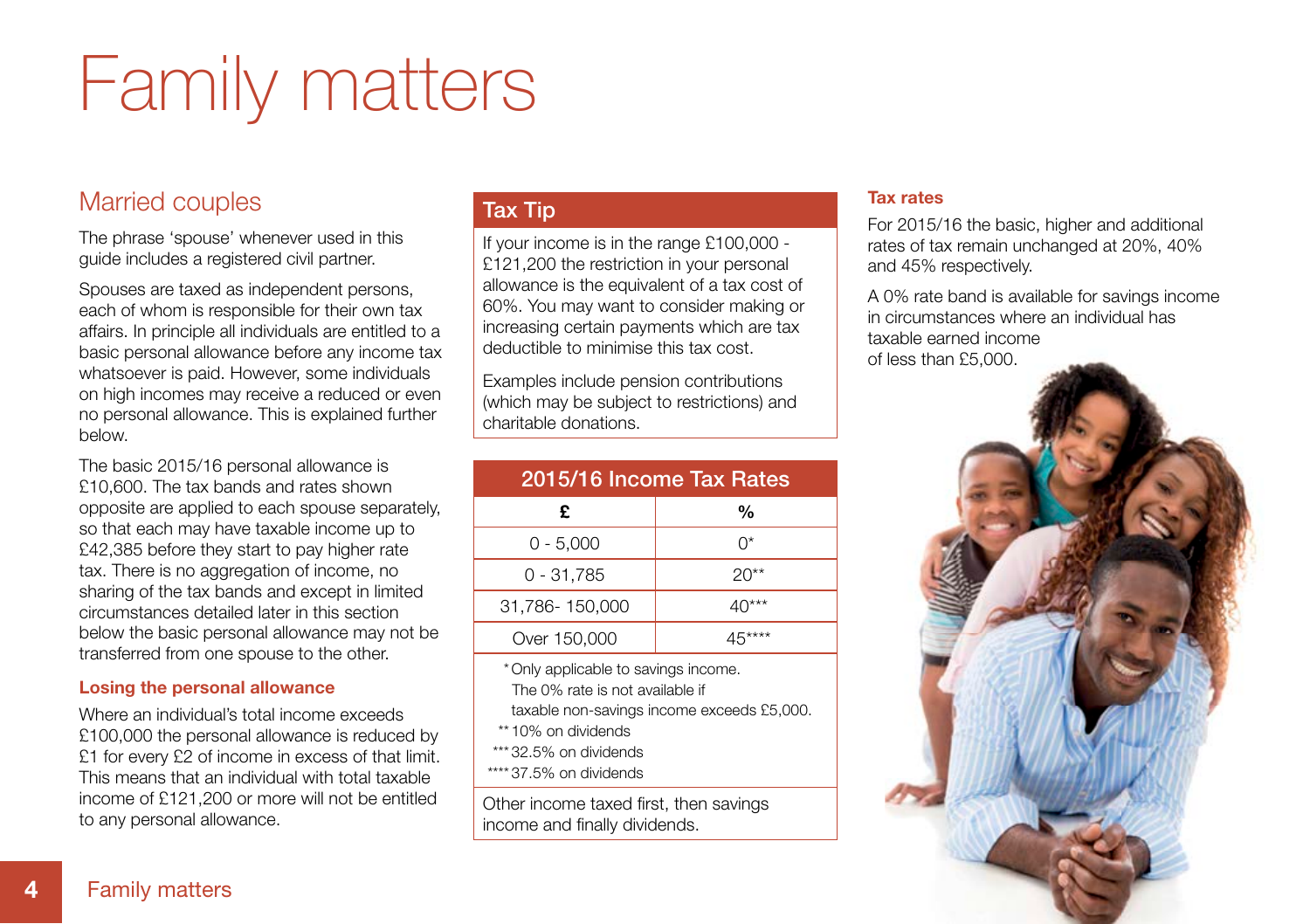# Family matters

## Married couples

The phrase 'spouse' whenever used in this guide includes a registered civil partner.

Spouses are taxed as independent persons, each of whom is responsible for their own tax affairs. In principle all individuals are entitled to a basic personal allowance before any income tax whatsoever is paid. However, some individuals on high incomes may receive a reduced or even no personal allowance. This is explained further below.

The basic 2015/16 personal allowance is £10,600. The tax bands and rates shown opposite are applied to each spouse separately, so that each may have taxable income up to £42,385 before they start to pay higher rate tax. There is no aggregation of income, no sharing of the tax bands and except in limited circumstances detailed later in this section below the basic personal allowance may not be transferred from one spouse to the other.

### Losing the personal allowance

Where an individual's total income exceeds £100,000 the personal allowance is reduced by £1 for every £2 of income in excess of that limit. This means that an individual with total taxable income of £121,200 or more will not be entitled to any personal allowance.

### Tax Tip

If your income is in the range £100,000 - £121,200 the restriction in your personal allowance is the equivalent of a tax cost of 60%. You may want to consider making or increasing certain payments which are tax deductible to minimise this tax cost.

Examples include pension contributions (which may be subject to restrictions) and charitable donations.

**2015/16 Income Tax Rates**

| £ | % |
|---|---|
| 0 - 5,000 | 0* |
| 0 - 31,785 | 20** |
| 31,786- 150,000 | 40*** |
| Over 150,000 | 45**** |

\* Only applicable to savings income. The 0% rate is not available if taxable non-savings income exceeds £5,000.
** 10% on dividends
*** 32.5% on dividends
**** 37.5% on dividends

Other income taxed first, then savings income and finally dividends.

### Tax rates

For 2015/16 the basic, higher and additional rates of tax remain unchanged at 20%, 40% and 45% respectively.

A 0% rate band is available for savings income in circumstances where an individual has taxable earned income of less than £5,000.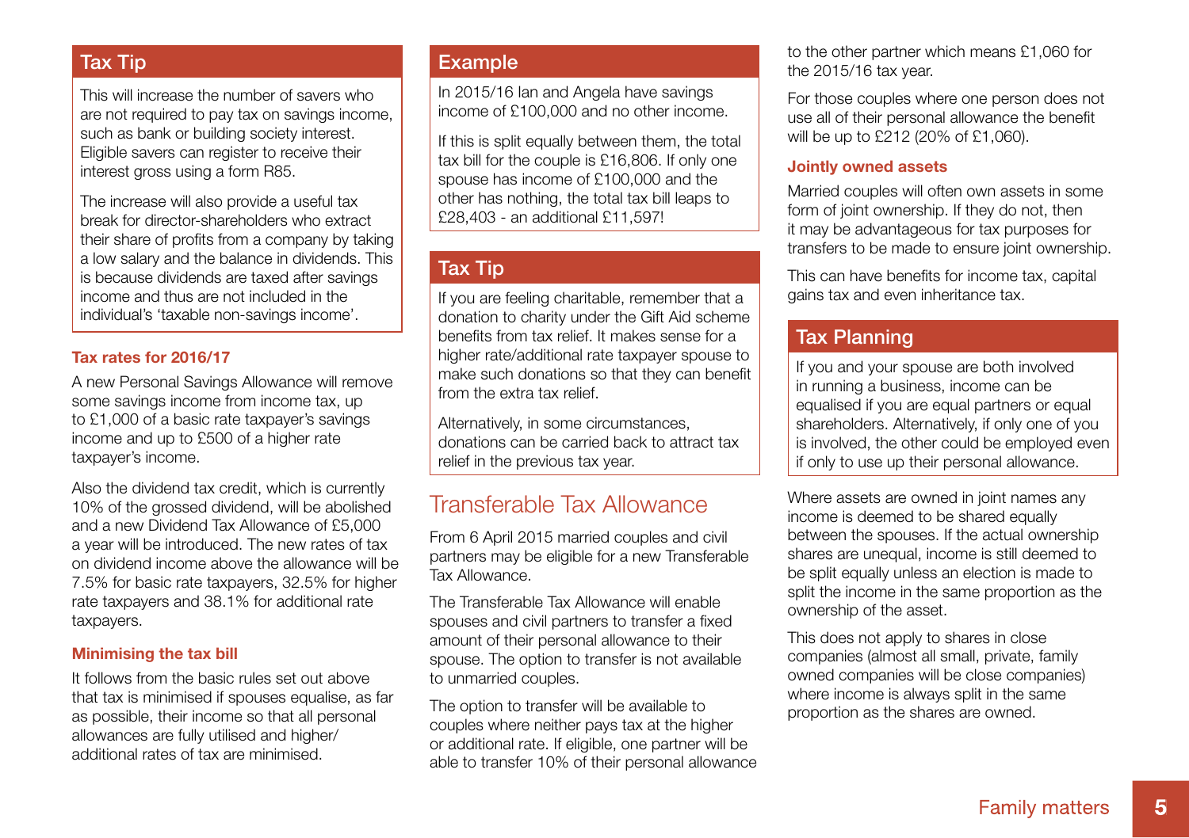### Tax Tip

This will increase the number of savers who are not required to pay tax on savings income, such as bank or building society interest. Eligible savers can register to receive their interest gross using a form R85.

The increase will also provide a useful tax break for director-shareholders who extract their share of profits from a company by taking a low salary and the balance in dividends. This is because dividends are taxed after savings income and thus are not included in the individual's 'taxable non-savings income'.

**Tax rates for 2016/17**

A new Personal Savings Allowance will remove some savings income from income tax, up to £1,000 of a basic rate taxpayer's savings income and up to £500 of a higher rate taxpayer's income.

Also the dividend tax credit, which is currently 10% of the grossed dividend, will be abolished and a new Dividend Tax Allowance of £5,000 a year will be introduced. The new rates of tax on dividend income above the allowance will be 7.5% for basic rate taxpayers, 32.5% for higher rate taxpayers and 38.1% for additional rate taxpayers.

**Minimising the tax bill**

It follows from the basic rules set out above that tax is minimised if spouses equalise, as far as possible, their income so that all personal allowances are fully utilised and higher/additional rates of tax are minimised.

### Example

In 2015/16 Ian and Angela have savings income of £100,000 and no other income.

If this is split equally between them, the total tax bill for the couple is £16,806. If only one spouse has income of £100,000 and the other has nothing, the total tax bill leaps to £28,403 - an additional £11,597!

### Tax Tip

If you are feeling charitable, remember that a donation to charity under the Gift Aid scheme benefits from tax relief. It makes sense for a higher rate/additional rate taxpayer spouse to make such donations so that they can benefit from the extra tax relief.

Alternatively, in some circumstances, donations can be carried back to attract tax relief in the previous tax year.

## Transferable Tax Allowance

From 6 April 2015 married couples and civil partners may be eligible for a new Transferable Tax Allowance.

The Transferable Tax Allowance will enable spouses and civil partners to transfer a fixed amount of their personal allowance to their spouse. The option to transfer is not available to unmarried couples.

The option to transfer will be available to couples where neither pays tax at the higher or additional rate. If eligible, one partner will be able to transfer 10% of their personal allowance to the other partner which means £1,060 for the 2015/16 tax year.

For those couples where one person does not use all of their personal allowance the benefit will be up to £212 (20% of £1,060).

**Jointly owned assets**

Married couples will often own assets in some form of joint ownership. If they do not, then it may be advantageous for tax purposes for transfers to be made to ensure joint ownership.

This can have benefits for income tax, capital gains tax and even inheritance tax.

### Tax Planning

If you and your spouse are both involved in running a business, income can be equalised if you are equal partners or equal shareholders. Alternatively, if only one of you is involved, the other could be employed even if only to use up their personal allowance.

Where assets are owned in joint names any income is deemed to be shared equally between the spouses. If the actual ownership shares are unequal, income is still deemed to be split equally unless an election is made to split the income in the same proportion as the ownership of the asset.

This does not apply to shares in close companies (almost all small, private, family owned companies will be close companies) where income is always split in the same proportion as the shares are owned.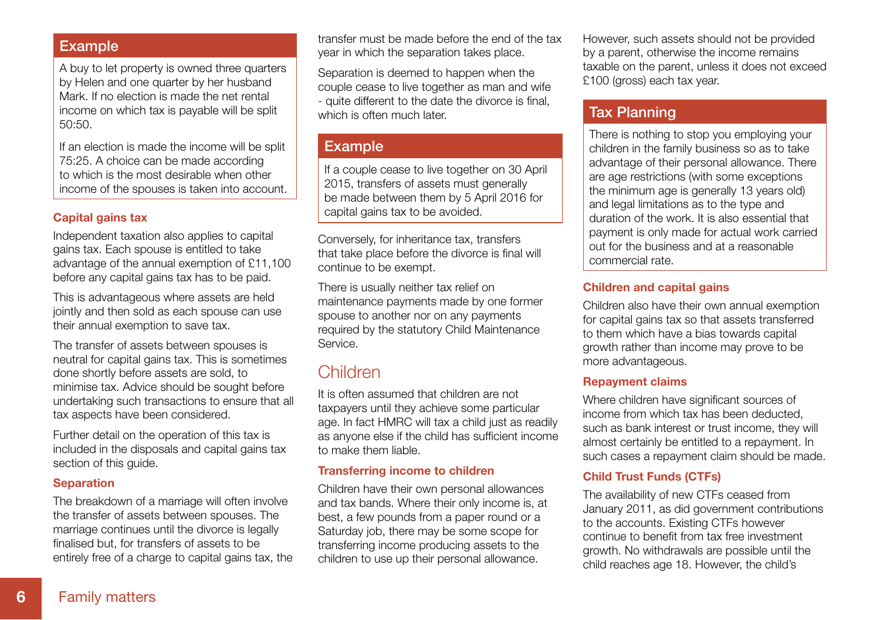### Example

A buy to let property is owned three quarters by Helen and one quarter by her husband Mark. If no election is made the net rental income on which tax is payable will be split 50:50.

If an election is made the income will be split 75:25. A choice can be made according to which is the most desirable when other income of the spouses is taken into account.

#### Capital gains tax

Independent taxation also applies to capital gains tax. Each spouse is entitled to take advantage of the annual exemption of £11,100 before any capital gains tax has to be paid.

This is advantageous where assets are held jointly and then sold as each spouse can use their annual exemption to save tax.

The transfer of assets between spouses is neutral for capital gains tax. This is sometimes done shortly before assets are sold, to minimise tax. Advice should be sought before undertaking such transactions to ensure that all tax aspects have been considered.

Further detail on the operation of this tax is included in the disposals and capital gains tax section of this guide.

#### Separation

The breakdown of a marriage will often involve the transfer of assets between spouses. The marriage continues until the divorce is legally finalised but, for transfers of assets to be entirely free of a charge to capital gains tax, the transfer must be made before the end of the tax year in which the separation takes place.

Separation is deemed to happen when the couple cease to live together as man and wife - quite different to the date the divorce is final, which is often much later.

### Example

If a couple cease to live together on 30 April 2015, transfers of assets must generally be made between them by 5 April 2016 for capital gains tax to be avoided.

Conversely, for inheritance tax, transfers that take place before the divorce is final will continue to be exempt.

There is usually neither tax relief on maintenance payments made by one former spouse to another nor on any payments required by the statutory Child Maintenance Service.

## Children

It is often assumed that children are not taxpayers until they achieve some particular age. In fact HMRC will tax a child just as readily as anyone else if the child has sufficient income to make them liable.

#### Transferring income to children

Children have their own personal allowances and tax bands. Where their only income is, at best, a few pounds from a paper round or a Saturday job, there may be some scope for transferring income producing assets to the children to use up their personal allowance.

However, such assets should not be provided by a parent, otherwise the income remains taxable on the parent, unless it does not exceed £100 (gross) each tax year.

### Tax Planning

There is nothing to stop you employing your children in the family business so as to take advantage of their personal allowance. There are age restrictions (with some exceptions the minimum age is generally 13 years old) and legal limitations as to the type and duration of the work. It is also essential that payment is only made for actual work carried out for the business and at a reasonable commercial rate.

#### Children and capital gains

Children also have their own annual exemption for capital gains tax so that assets transferred to them which have a bias towards capital growth rather than income may prove to be more advantageous.

#### Repayment claims

Where children have significant sources of income from which tax has been deducted, such as bank interest or trust income, they will almost certainly be entitled to a repayment. In such cases a repayment claim should be made.

#### Child Trust Funds (CTFs)

The availability of new CTFs ceased from January 2011, as did government contributions to the accounts. Existing CTFs however continue to benefit from tax free investment growth. No withdrawals are possible until the child reaches age 18. However, the child's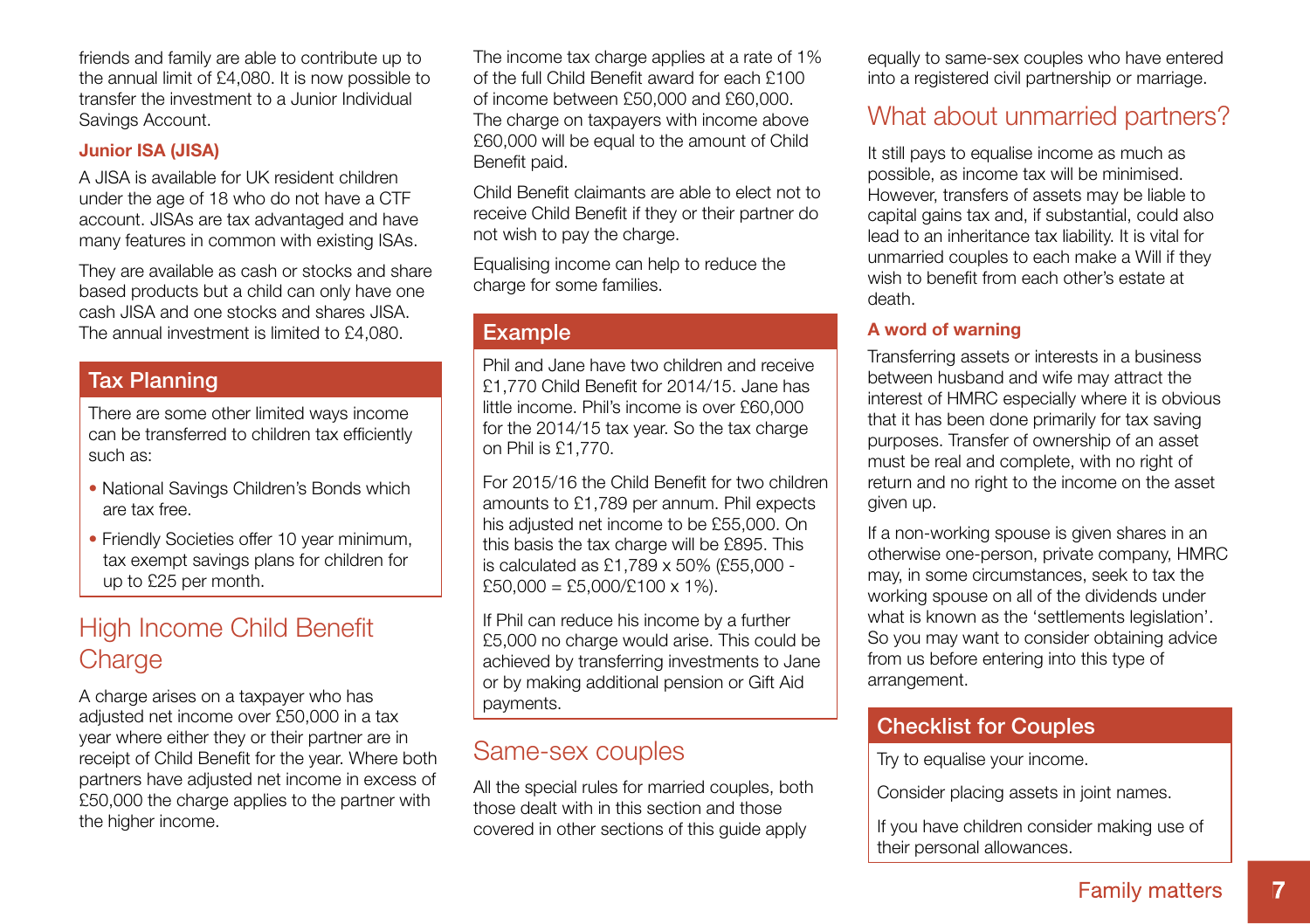friends and family are able to contribute up to the annual limit of £4,080. It is now possible to transfer the investment to a Junior Individual Savings Account.

**Junior ISA (JISA)**

A JISA is available for UK resident children under the age of 18 who do not have a CTF account. JISAs are tax advantaged and have many features in common with existing ISAs.

They are available as cash or stocks and share based products but a child can only have one cash JISA and one stocks and shares JISA. The annual investment is limited to £4,080.

### Tax Planning

There are some other limited ways income can be transferred to children tax efficiently such as:

- National Savings Children's Bonds which are tax free.
- Friendly Societies offer 10 year minimum, tax exempt savings plans for children for up to £25 per month.

## High Income Child Benefit Charge

A charge arises on a taxpayer who has adjusted net income over £50,000 in a tax year where either they or their partner are in receipt of Child Benefit for the year. Where both partners have adjusted net income in excess of £50,000 the charge applies to the partner with the higher income.

The income tax charge applies at a rate of 1% of the full Child Benefit award for each £100 of income between £50,000 and £60,000. The charge on taxpayers with income above £60,000 will be equal to the amount of Child Benefit paid.

Child Benefit claimants are able to elect not to receive Child Benefit if they or their partner do not wish to pay the charge.

Equalising income can help to reduce the charge for some families.

### Example

Phil and Jane have two children and receive £1,770 Child Benefit for 2014/15. Jane has little income. Phil's income is over £60,000 for the 2014/15 tax year. So the tax charge on Phil is £1,770.

For 2015/16 the Child Benefit for two children amounts to £1,789 per annum. Phil expects his adjusted net income to be £55,000. On this basis the tax charge will be £895. This is calculated as £1,789 x 50% (£55,000 - £50,000 = £5,000/£100 x 1%).

If Phil can reduce his income by a further £5,000 no charge would arise. This could be achieved by transferring investments to Jane or by making additional pension or Gift Aid payments.

## Same-sex couples

All the special rules for married couples, both those dealt with in this section and those covered in other sections of this guide apply equally to same-sex couples who have entered into a registered civil partnership or marriage.

## What about unmarried partners?

It still pays to equalise income as much as possible, as income tax will be minimised. However, transfers of assets may be liable to capital gains tax and, if substantial, could also lead to an inheritance tax liability. It is vital for unmarried couples to each make a Will if they wish to benefit from each other's estate at death.

**A word of warning**

Transferring assets or interests in a business between husband and wife may attract the interest of HMRC especially where it is obvious that it has been done primarily for tax saving purposes. Transfer of ownership of an asset must be real and complete, with no right of return and no right to the income on the asset given up.

If a non-working spouse is given shares in an otherwise one-person, private company, HMRC may, in some circumstances, seek to tax the working spouse on all of the dividends under what is known as the 'settlements legislation'. So you may want to consider obtaining advice from us before entering into this type of arrangement.

### Checklist for Couples

Try to equalise your income.

Consider placing assets in joint names.

If you have children consider making use of their personal allowances.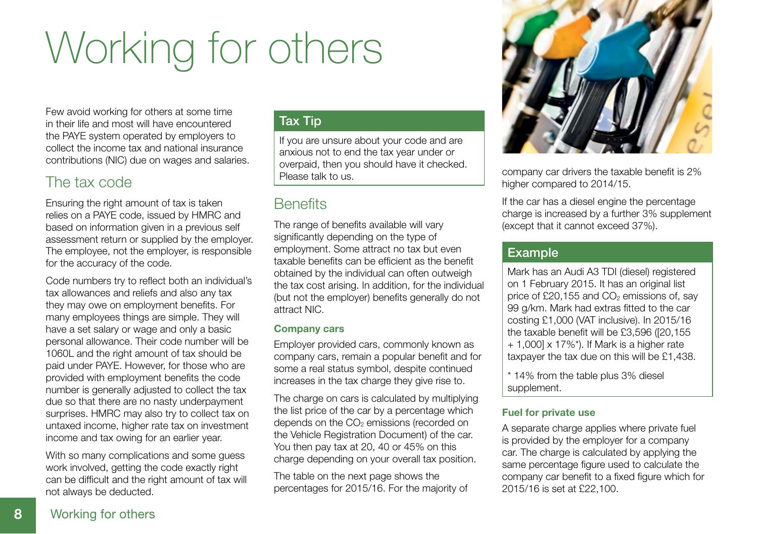# Working for others

Few avoid working for others at some time in their life and most will have encountered the PAYE system operated by employers to collect the income tax and national insurance contributions (NIC) due on wages and salaries.

## The tax code

Ensuring the right amount of tax is taken relies on a PAYE code, issued by HMRC and based on information given in a previous self assessment return or supplied by the employer. The employee, not the employer, is responsible for the accuracy of the code.

Code numbers try to reflect both an individual's tax allowances and reliefs and also any tax they may owe on employment benefits. For many employees things are simple. They will have a set salary or wage and only a basic personal allowance. Their code number will be 1060L and the right amount of tax should be paid under PAYE. However, for those who are provided with employment benefits the code number is generally adjusted to collect the tax due so that there are no nasty underpayment surprises. HMRC may also try to collect tax on untaxed income, higher rate tax on investment income and tax owing for an earlier year.

With so many complications and some guess work involved, getting the code exactly right can be difficult and the right amount of tax will not always be deducted.

### Tax Tip

If you are unsure about your code and are anxious not to end the tax year under or overpaid, then you should have it checked. Please talk to us.

## Benefits

The range of benefits available will vary significantly depending on the type of employment. Some attract no tax but even taxable benefits can be efficient as the benefit obtained by the individual can often outweigh the tax cost arising. In addition, for the individual (but not the employer) benefits generally do not attract NIC.

**Company cars**

Employer provided cars, commonly known as company cars, remain a popular benefit and for some a real status symbol, despite continued increases in the tax charge they give rise to.

The charge on cars is calculated by multiplying the list price of the car by a percentage which depends on the $CO_2$ emissions (recorded on the Vehicle Registration Document) of the car. You then pay tax at 20, 40 or 45% on this charge depending on your overall tax position.

The table on the next page shows the percentages for 2015/16. For the majority of company car drivers the taxable benefit is 2% higher compared to 2014/15.

If the car has a diesel engine the percentage charge is increased by a further 3% supplement (except that it cannot exceed 37%).

### Example

Mark has an Audi A3 TDI (diesel) registered on 1 February 2015. It has an original list price of £20,155 and $CO_2$ emissions of, say 99 g/km. Mark had extras fitted to the car costing £1,000 (VAT inclusive). In 2015/16 the taxable benefit will be £3,596 ([20,155 + 1,000] x 17%*). If Mark is a higher rate taxpayer the tax due on this will be £1,438.

* 14% from the table plus 3% diesel supplement.

**Fuel for private use**

A separate charge applies where private fuel is provided by the employer for a company car. The charge is calculated by applying the same percentage figure used to calculate the company car benefit to a fixed figure which for 2015/16 is set at £22,100.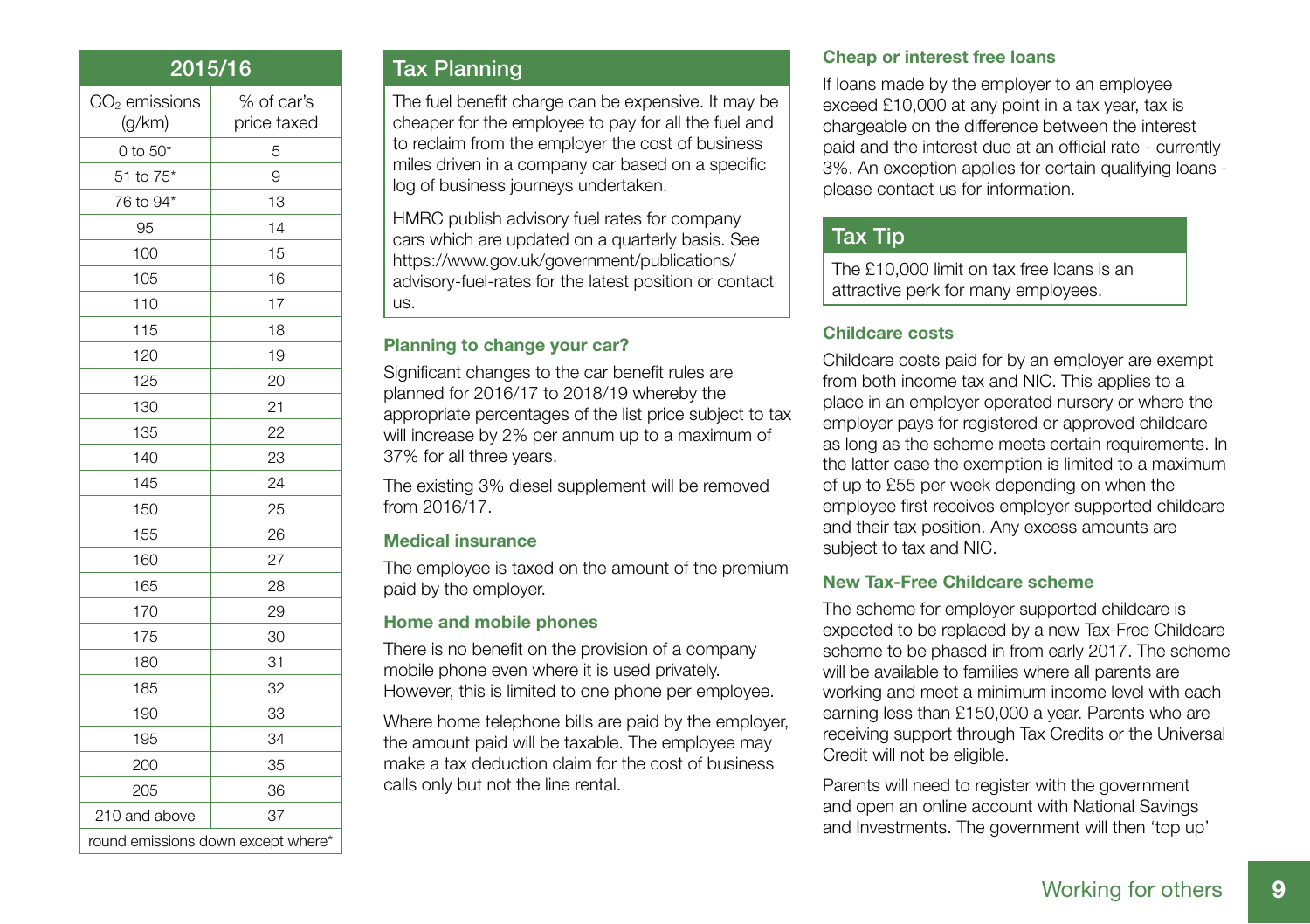| 2015/16 | |
|---|---|
| $CO_2$ emissions (g/km) | % of car's price taxed |
| 0 to 50* | 5 |
| 51 to 75* | 9 |
| 76 to 94* | 13 |
| 95 | 14 |
| 100 | 15 |
| 105 | 16 |
| 110 | 17 |
| 115 | 18 |
| 120 | 19 |
| 125 | 20 |
| 130 | 21 |
| 135 | 22 |
| 140 | 23 |
| 145 | 24 |
| 150 | 25 |
| 155 | 26 |
| 160 | 27 |
| 165 | 28 |
| 170 | 29 |
| 175 | 30 |
| 180 | 31 |
| 185 | 32 |
| 190 | 33 |
| 195 | 34 |
| 200 | 35 |
| 205 | 36 |
| 210 and above | 37 |
| round emissions down except where* | |

## Tax Planning

The fuel benefit charge can be expensive. It may be cheaper for the employee to pay for all the fuel and to reclaim from the employer the cost of business miles driven in a company car based on a specific log of business journeys undertaken.

HMRC publish advisory fuel rates for company cars which are updated on a quarterly basis. See https://www.gov.uk/government/publications/advisory-fuel-rates for the latest position or contact us.

### Planning to change your car?

Significant changes to the car benefit rules are planned for 2016/17 to 2018/19 whereby the appropriate percentages of the list price subject to tax will increase by 2% per annum up to a maximum of 37% for all three years.

The existing 3% diesel supplement will be removed from 2016/17.

### Medical insurance

The employee is taxed on the amount of the premium paid by the employer.

### Home and mobile phones

There is no benefit on the provision of a company mobile phone even where it is used privately. However, this is limited to one phone per employee.

Where home telephone bills are paid by the employer, the amount paid will be taxable. The employee may make a tax deduction claim for the cost of business calls only but not the line rental.

### Cheap or interest free loans

If loans made by the employer to an employee exceed £10,000 at any point in a tax year, tax is chargeable on the difference between the interest paid and the interest due at an official rate - currently 3%. An exception applies for certain qualifying loans - please contact us for information.

## Tax Tip

The £10,000 limit on tax free loans is an attractive perk for many employees.

### Childcare costs

Childcare costs paid for by an employer are exempt from both income tax and NIC. This applies to a place in an employer operated nursery or where the employer pays for registered or approved childcare as long as the scheme meets certain requirements. In the latter case the exemption is limited to a maximum of up to £55 per week depending on when the employee first receives employer supported childcare and their tax position. Any excess amounts are subject to tax and NIC.

### New Tax-Free Childcare scheme

The scheme for employer supported childcare is expected to be replaced by a new Tax-Free Childcare scheme to be phased in from early 2017. The scheme will be available to families where all parents are working and meet a minimum income level with each earning less than £150,000 a year. Parents who are receiving support through Tax Credits or the Universal Credit will not be eligible.

Parents will need to register with the government and open an online account with National Savings and Investments. The government will then 'top up'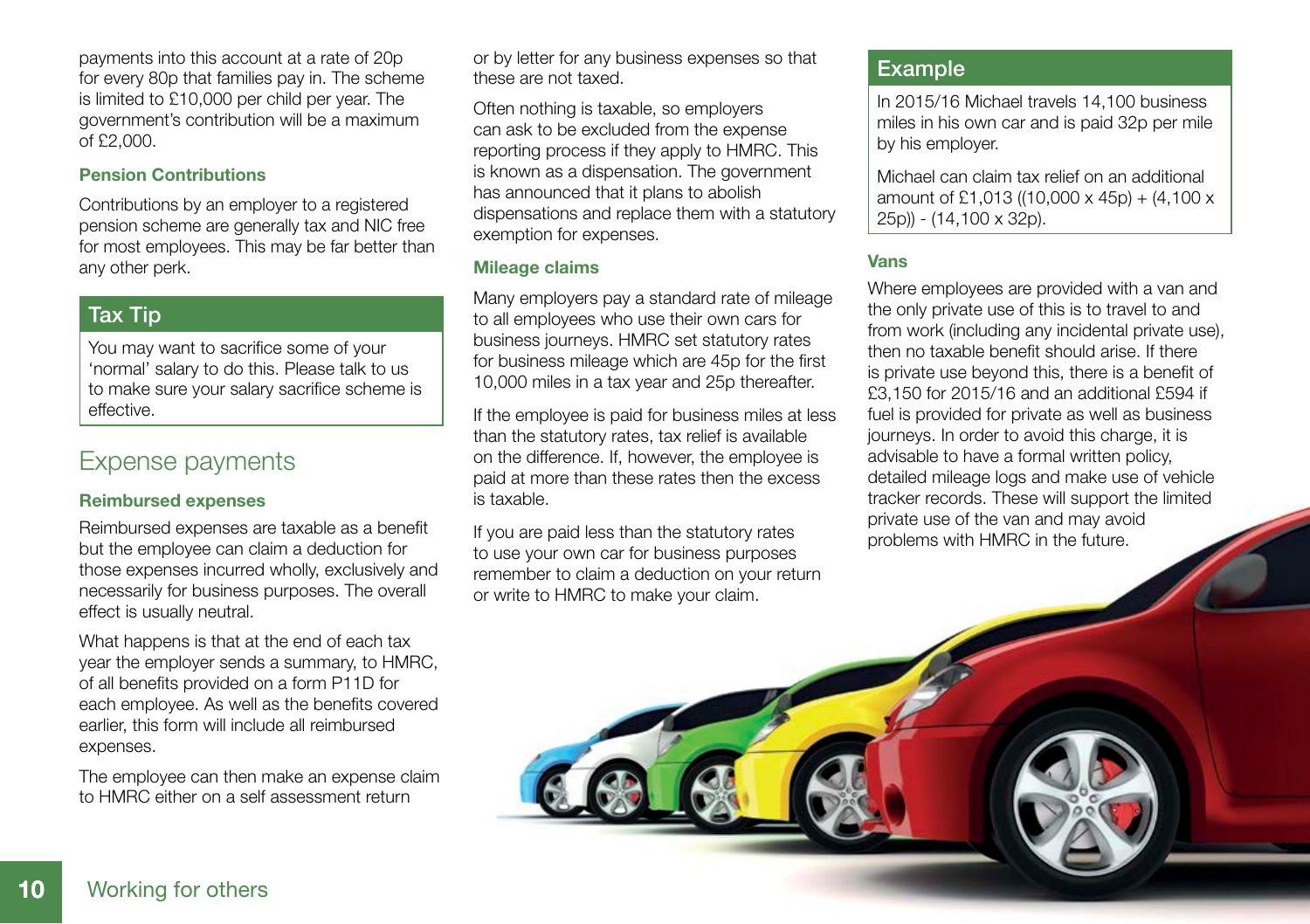payments into this account at a rate of 20p for every 80p that families pay in. The scheme is limited to £10,000 per child per year. The government's contribution will be a maximum of £2,000.

### Pension Contributions

Contributions by an employer to a registered pension scheme are generally tax and NIC free for most employees. This may be far better than any other perk.

> **Tax Tip**
>
> You may want to sacrifice some of your 'normal' salary to do this. Please talk to us to make sure your salary sacrifice scheme is effective.

## Expense payments

### Reimbursed expenses

Reimbursed expenses are taxable as a benefit but the employee can claim a deduction for those expenses incurred wholly, exclusively and necessarily for business purposes. The overall effect is usually neutral.

What happens is that at the end of each tax year the employer sends a summary, to HMRC, of all benefits provided on a form P11D for each employee. As well as the benefits covered earlier, this form will include all reimbursed expenses.

The employee can then make an expense claim to HMRC either on a self assessment return or by letter for any business expenses so that these are not taxed.

Often nothing is taxable, so employers can ask to be excluded from the expense reporting process if they apply to HMRC. This is known as a dispensation. The government has announced that it plans to abolish dispensations and replace them with a statutory exemption for expenses.

### Mileage claims

Many employers pay a standard rate of mileage to all employees who use their own cars for business journeys. HMRC set statutory rates for business mileage which are 45p for the first 10,000 miles in a tax year and 25p thereafter.

If the employee is paid for business miles at less than the statutory rates, tax relief is available on the difference. If, however, the employee is paid at more than these rates then the excess is taxable.

If you are paid less than the statutory rates to use your own car for business purposes remember to claim a deduction on your return or write to HMRC to make your claim.

> **Example**
>
> In 2015/16 Michael travels 14,100 business miles in his own car and is paid 32p per mile by his employer.
>
> Michael can claim tax relief on an additional amount of £1,013 ((10,000 x 45p) + (4,100 x 25p)) - (14,100 x 32p).

### Vans

Where employees are provided with a van and the only private use of this is to travel to and from work (including any incidental private use), then no taxable benefit should arise. If there is private use beyond this, there is a benefit of £3,150 for 2015/16 and an additional £594 if fuel is provided for private as well as business journeys. In order to avoid this charge, it is advisable to have a formal written policy, detailed mileage logs and make use of vehicle tracker records. These will support the limited private use of the van and may avoid problems with HMRC in the future.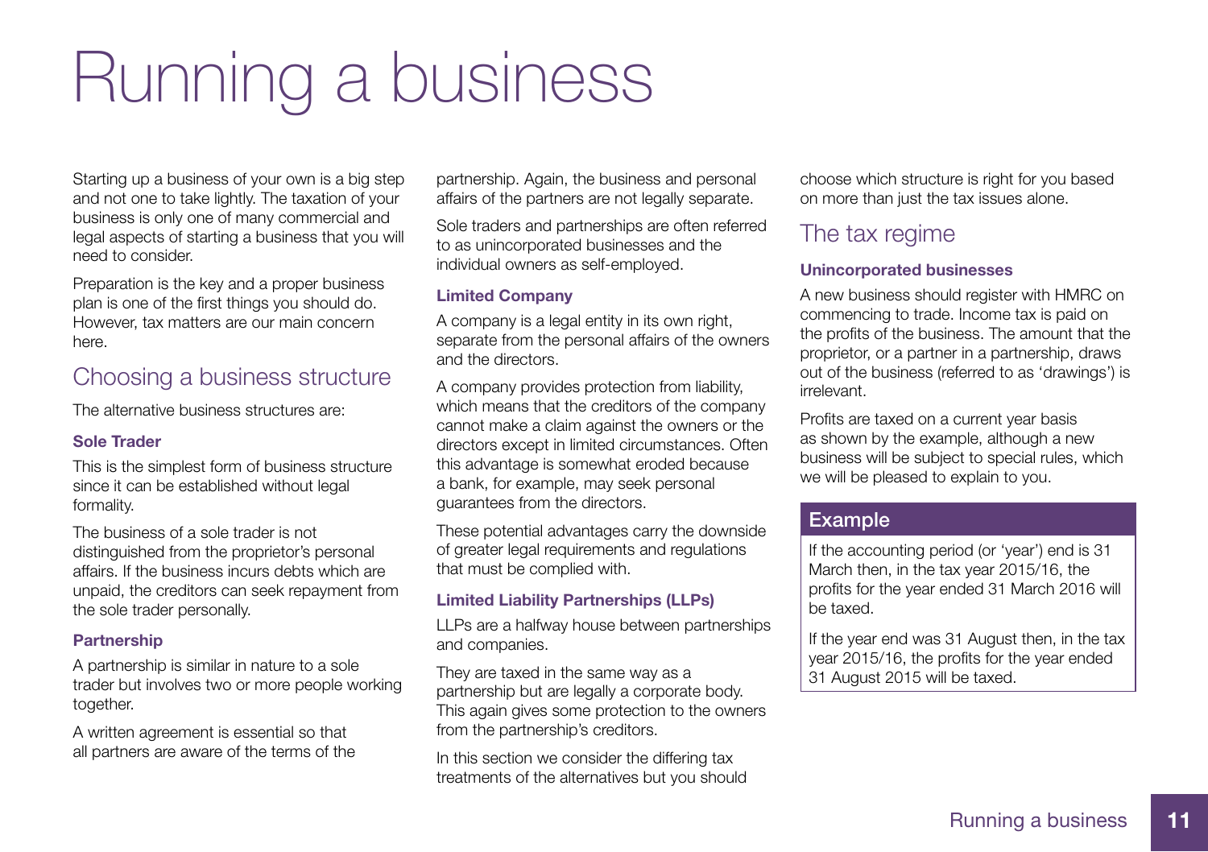# Running a business

Starting up a business of your own is a big step and not one to take lightly. The taxation of your business is only one of many commercial and legal aspects of starting a business that you will need to consider.

Preparation is the key and a proper business plan is one of the first things you should do. However, tax matters are our main concern here.

## Choosing a business structure

The alternative business structures are:

### Sole Trader

This is the simplest form of business structure since it can be established without legal formality.

The business of a sole trader is not distinguished from the proprietor's personal affairs. If the business incurs debts which are unpaid, the creditors can seek repayment from the sole trader personally.

### Partnership

A partnership is similar in nature to a sole trader but involves two or more people working together.

A written agreement is essential so that all partners are aware of the terms of the partnership. Again, the business and personal affairs of the partners are not legally separate.

Sole traders and partnerships are often referred to as unincorporated businesses and the individual owners as self-employed.

### Limited Company

A company is a legal entity in its own right, separate from the personal affairs of the owners and the directors.

A company provides protection from liability, which means that the creditors of the company cannot make a claim against the owners or the directors except in limited circumstances. Often this advantage is somewhat eroded because a bank, for example, may seek personal guarantees from the directors.

These potential advantages carry the downside of greater legal requirements and regulations that must be complied with.

### Limited Liability Partnerships (LLPs)

LLPs are a halfway house between partnerships and companies.

They are taxed in the same way as a partnership but are legally a corporate body. This again gives some protection to the owners from the partnership's creditors.

In this section we consider the differing tax treatments of the alternatives but you should choose which structure is right for you based on more than just the tax issues alone.

## The tax regime

### Unincorporated businesses

A new business should register with HMRC on commencing to trade. Income tax is paid on the profits of the business. The amount that the proprietor, or a partner in a partnership, draws out of the business (referred to as 'drawings') is irrelevant.

Profits are taxed on a current year basis as shown by the example, although a new business will be subject to special rules, which we will be pleased to explain to you.

#### Example

If the accounting period (or 'year') end is 31 March then, in the tax year 2015/16, the profits for the year ended 31 March 2016 will be taxed.

If the year end was 31 August then, in the tax year 2015/16, the profits for the year ended 31 August 2015 will be taxed.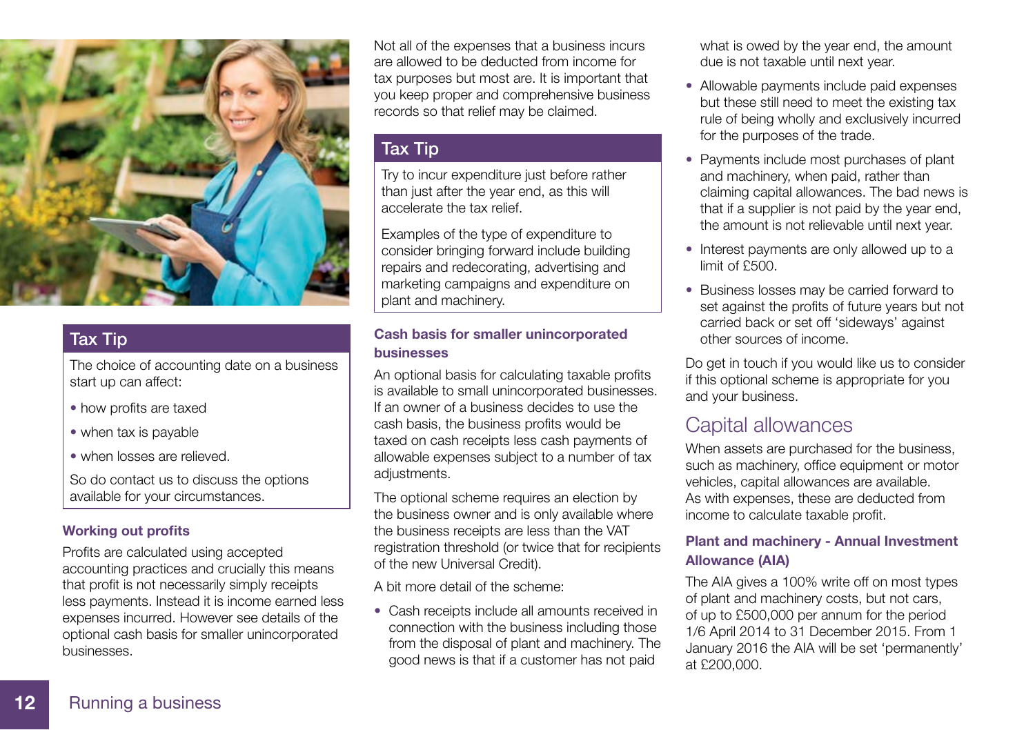### Tax Tip

The choice of accounting date on a business start up can affect:

- how profits are taxed
- when tax is payable
- when losses are relieved.

So do contact us to discuss the options available for your circumstances.

#### Working out profits

Profits are calculated using accepted accounting practices and crucially this means that profit is not necessarily simply receipts less payments. Instead it is income earned less expenses incurred. However see details of the optional cash basis for smaller unincorporated businesses.

Not all of the expenses that a business incurs are allowed to be deducted from income for tax purposes but most are. It is important that you keep proper and comprehensive business records so that relief may be claimed.

### Tax Tip

Try to incur expenditure just before rather than just after the year end, as this will accelerate the tax relief.

Examples of the type of expenditure to consider bringing forward include building repairs and redecorating, advertising and marketing campaigns and expenditure on plant and machinery.

#### Cash basis for smaller unincorporated businesses

An optional basis for calculating taxable profits is available to small unincorporated businesses. If an owner of a business decides to use the cash basis, the business profits would be taxed on cash receipts less cash payments of allowable expenses subject to a number of tax adjustments.

The optional scheme requires an election by the business owner and is only available where the business receipts are less than the VAT registration threshold (or twice that for recipients of the new Universal Credit).

A bit more detail of the scheme:

- Cash receipts include all amounts received in connection with the business including those from the disposal of plant and machinery. The good news is that if a customer has not paid what is owed by the year end, the amount due is not taxable until next year.
- Allowable payments include paid expenses but these still need to meet the existing tax rule of being wholly and exclusively incurred for the purposes of the trade.
- Payments include most purchases of plant and machinery, when paid, rather than claiming capital allowances. The bad news is that if a supplier is not paid by the year end, the amount is not relievable until next year.
- Interest payments are only allowed up to a limit of £500.
- Business losses may be carried forward to set against the profits of future years but not carried back or set off 'sideways' against other sources of income.

Do get in touch if you would like us to consider if this optional scheme is appropriate for you and your business.

## Capital allowances

When assets are purchased for the business, such as machinery, office equipment or motor vehicles, capital allowances are available. As with expenses, these are deducted from income to calculate taxable profit.

#### Plant and machinery - Annual Investment Allowance (AIA)

The AIA gives a 100% write off on most types of plant and machinery costs, but not cars, of up to £500,000 per annum for the period 1/6 April 2014 to 31 December 2015. From 1 January 2016 the AIA will be set 'permanently' at £200,000.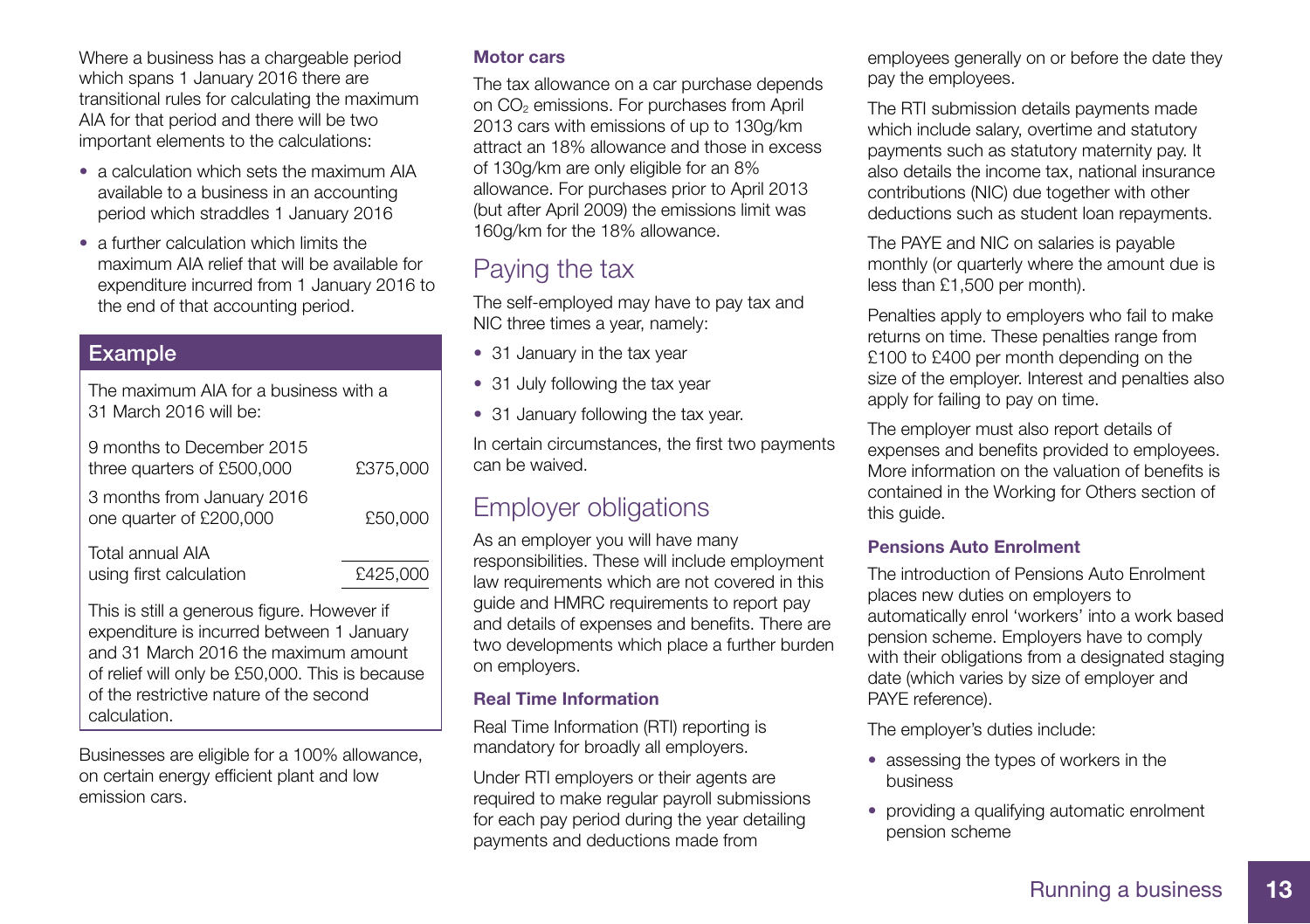Where a business has a chargeable period which spans 1 January 2016 there are transitional rules for calculating the maximum AIA for that period and there will be two important elements to the calculations:

- a calculation which sets the maximum AIA available to a business in an accounting period which straddles 1 January 2016
- a further calculation which limits the maximum AIA relief that will be available for expenditure incurred from 1 January 2016 to the end of that accounting period.

## Example

The maximum AIA for a business with a 31 March 2016 will be:

| | |
|---|---|
| 9 months to December 2015 three quarters of £500,000 | £375,000 |
| 3 months from January 2016 one quarter of £200,000 | £50,000 |
| Total annual AIA using first calculation | £425,000 |

This is still a generous figure. However if expenditure is incurred between 1 January and 31 March 2016 the maximum amount of relief will only be £50,000. This is because of the restrictive nature of the second calculation.

Businesses are eligible for a 100% allowance, on certain energy efficient plant and low emission cars.

### Motor cars

The tax allowance on a car purchase depends on $CO_2$ emissions. For purchases from April 2013 cars with emissions of up to 130g/km attract an 18% allowance and those in excess of 130g/km are only eligible for an 8% allowance. For purchases prior to April 2013 (but after April 2009) the emissions limit was 160g/km for the 18% allowance.

## Paying the tax

The self-employed may have to pay tax and NIC three times a year, namely:

- 31 January in the tax year
- 31 July following the tax year
- 31 January following the tax year.

In certain circumstances, the first two payments can be waived.

## Employer obligations

As an employer you will have many responsibilities. These will include employment law requirements which are not covered in this guide and HMRC requirements to report pay and details of expenses and benefits. There are two developments which place a further burden on employers.

### Real Time Information

Real Time Information (RTI) reporting is mandatory for broadly all employers.

Under RTI employers or their agents are required to make regular payroll submissions for each pay period during the year detailing payments and deductions made from employees generally on or before the date they pay the employees.

The RTI submission details payments made which include salary, overtime and statutory payments such as statutory maternity pay. It also details the income tax, national insurance contributions (NIC) due together with other deductions such as student loan repayments.

The PAYE and NIC on salaries is payable monthly (or quarterly where the amount due is less than £1,500 per month).

Penalties apply to employers who fail to make returns on time. These penalties range from £100 to £400 per month depending on the size of the employer. Interest and penalties also apply for failing to pay on time.

The employer must also report details of expenses and benefits provided to employees. More information on the valuation of benefits is contained in the Working for Others section of this guide.

### Pensions Auto Enrolment

The introduction of Pensions Auto Enrolment places new duties on employers to automatically enrol 'workers' into a work based pension scheme. Employers have to comply with their obligations from a designated staging date (which varies by size of employer and PAYE reference).

The employer's duties include:

- assessing the types of workers in the business
- providing a qualifying automatic enrolment pension scheme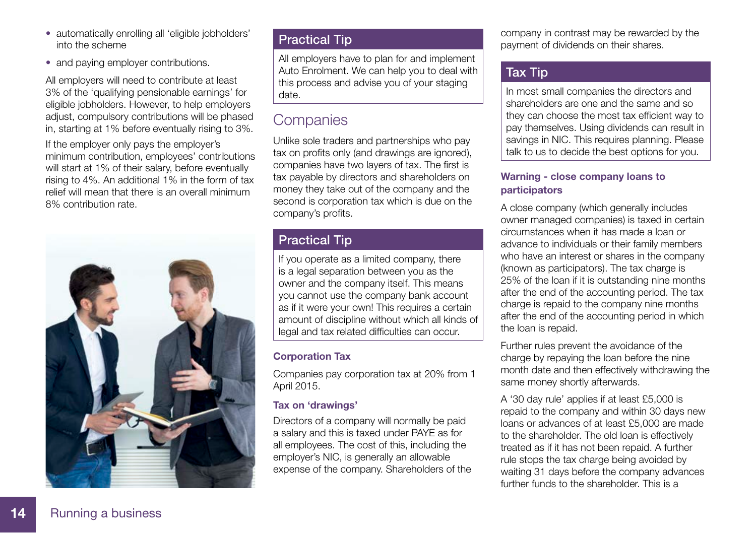- automatically enrolling all 'eligible jobholders' into the scheme
- and paying employer contributions.

All employers will need to contribute at least 3% of the 'qualifying pensionable earnings' for eligible jobholders. However, to help employers adjust, compulsory contributions will be phased in, starting at 1% before eventually rising to 3%.

If the employer only pays the employer's minimum contribution, employees' contributions will start at 1% of their salary, before eventually rising to 4%. An additional 1% in the form of tax relief will mean that there is an overall minimum 8% contribution rate.

### Practical Tip

All employers have to plan for and implement Auto Enrolment. We can help you to deal with this process and advise you of your staging date.

## Companies

Unlike sole traders and partnerships who pay tax on profits only (and drawings are ignored), companies have two layers of tax. The first is tax payable by directors and shareholders on money they take out of the company and the second is corporation tax which is due on the company's profits.

### Practical Tip

If you operate as a limited company, there is a legal separation between you as the owner and the company itself. This means you cannot use the company bank account as if it were your own! This requires a certain amount of discipline without which all kinds of legal and tax related difficulties can occur.

#### Corporation Tax

Companies pay corporation tax at 20% from 1 April 2015.

#### Tax on 'drawings'

Directors of a company will normally be paid a salary and this is taxed under PAYE as for all employees. The cost of this, including the employer's NIC, is generally an allowable expense of the company. Shareholders of the company in contrast may be rewarded by the payment of dividends on their shares.

### Tax Tip

In most small companies the directors and shareholders are one and the same and so they can choose the most tax efficient way to pay themselves. Using dividends can result in savings in NIC. This requires planning. Please talk to us to decide the best options for you.

#### Warning - close company loans to participators

A close company (which generally includes owner managed companies) is taxed in certain circumstances when it has made a loan or advance to individuals or their family members who have an interest or shares in the company (known as participators). The tax charge is 25% of the loan if it is outstanding nine months after the end of the accounting period. The tax charge is repaid to the company nine months after the end of the accounting period in which the loan is repaid.

Further rules prevent the avoidance of the charge by repaying the loan before the nine month date and then effectively withdrawing the same money shortly afterwards.

A '30 day rule' applies if at least £5,000 is repaid to the company and within 30 days new loans or advances of at least £5,000 are made to the shareholder. The old loan is effectively treated as if it has not been repaid. A further rule stops the tax charge being avoided by waiting 31 days before the company advances further funds to the shareholder. This is a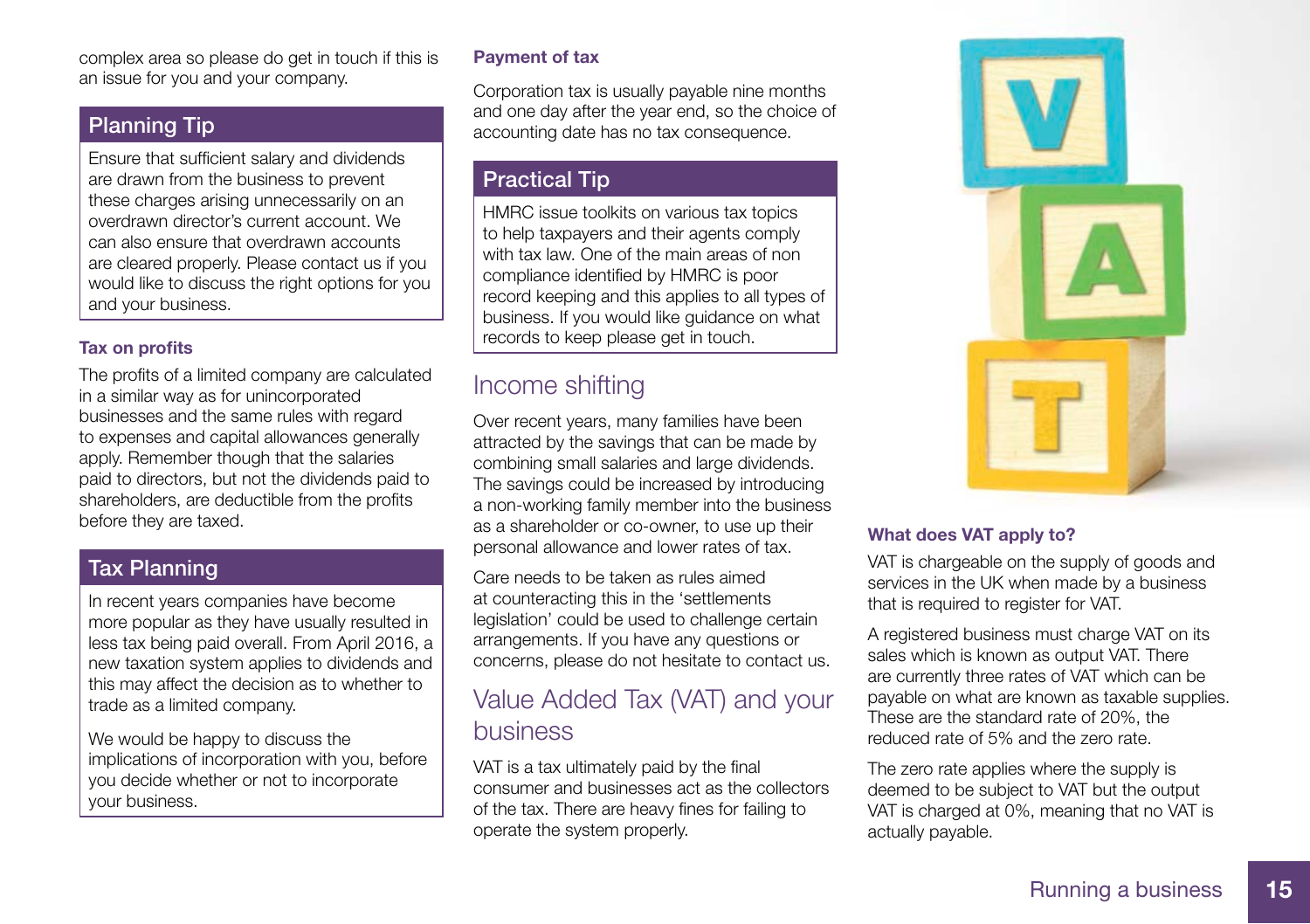complex area so please do get in touch if this is an issue for you and your company.

## Planning Tip

Ensure that sufficient salary and dividends are drawn from the business to prevent these charges arising unnecessarily on an overdrawn director's current account. We can also ensure that overdrawn accounts are cleared properly. Please contact us if you would like to discuss the right options for you and your business.

### Tax on profits

The profits of a limited company are calculated in a similar way as for unincorporated businesses and the same rules with regard to expenses and capital allowances generally apply. Remember though that the salaries paid to directors, but not the dividends paid to shareholders, are deductible from the profits before they are taxed.

## Tax Planning

In recent years companies have become more popular as they have usually resulted in less tax being paid overall. From April 2016, a new taxation system applies to dividends and this may affect the decision as to whether to trade as a limited company.

We would be happy to discuss the implications of incorporation with you, before you decide whether or not to incorporate your business.

### Payment of tax

Corporation tax is usually payable nine months and one day after the year end, so the choice of accounting date has no tax consequence.

## Practical Tip

HMRC issue toolkits on various tax topics to help taxpayers and their agents comply with tax law. One of the main areas of non compliance identified by HMRC is poor record keeping and this applies to all types of business. If you would like guidance on what records to keep please get in touch.

## Income shifting

Over recent years, many families have been attracted by the savings that can be made by combining small salaries and large dividends. The savings could be increased by introducing a non-working family member into the business as a shareholder or co-owner, to use up their personal allowance and lower rates of tax.

Care needs to be taken as rules aimed at counteracting this in the 'settlements legislation' could be used to challenge certain arrangements. If you have any questions or concerns, please do not hesitate to contact us.

## Value Added Tax (VAT) and your business

VAT is a tax ultimately paid by the final consumer and businesses act as the collectors of the tax. There are heavy fines for failing to operate the system properly.

### What does VAT apply to?

VAT is chargeable on the supply of goods and services in the UK when made by a business that is required to register for VAT.

A registered business must charge VAT on its sales which is known as output VAT. There are currently three rates of VAT which can be payable on what are known as taxable supplies. These are the standard rate of 20%, the reduced rate of 5% and the zero rate.

The zero rate applies where the supply is deemed to be subject to VAT but the output VAT is charged at 0%, meaning that no VAT is actually payable.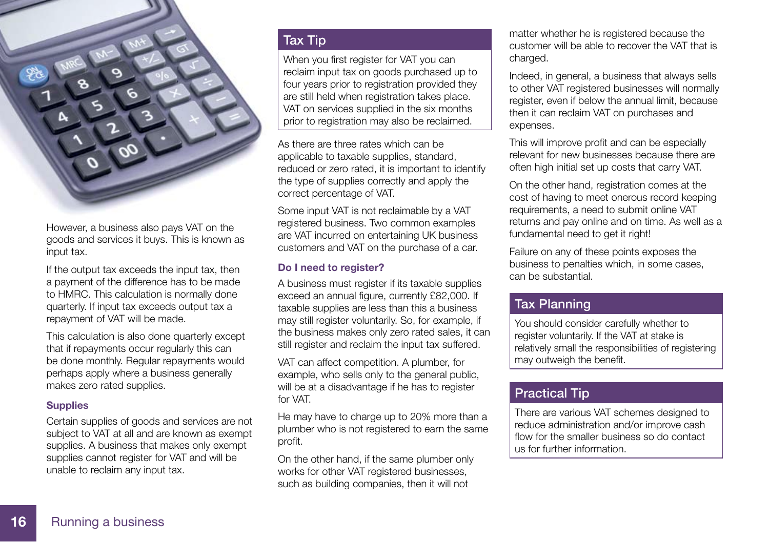However, a business also pays VAT on the goods and services it buys. This is known as input tax.

If the output tax exceeds the input tax, then a payment of the difference has to be made to HMRC. This calculation is normally done quarterly. If input tax exceeds output tax a repayment of VAT will be made.

This calculation is also done quarterly except that if repayments occur regularly this can be done monthly. Regular repayments would perhaps apply where a business generally makes zero rated supplies.

### Supplies

Certain supplies of goods and services are not subject to VAT at all and are known as exempt supplies. A business that makes only exempt supplies cannot register for VAT and will be unable to reclaim any input tax.

## Tax Tip

When you first register for VAT you can reclaim input tax on goods purchased up to four years prior to registration provided they are still held when registration takes place. VAT on services supplied in the six months prior to registration may also be reclaimed.

As there are three rates which can be applicable to taxable supplies, standard, reduced or zero rated, it is important to identify the type of supplies correctly and apply the correct percentage of VAT.

Some input VAT is not reclaimable by a VAT registered business. Two common examples are VAT incurred on entertaining UK business customers and VAT on the purchase of a car.

### Do I need to register?

A business must register if its taxable supplies exceed an annual figure, currently £82,000. If taxable supplies are less than this a business may still register voluntarily. So, for example, if the business makes only zero rated sales, it can still register and reclaim the input tax suffered.

VAT can affect competition. A plumber, for example, who sells only to the general public, will be at a disadvantage if he has to register for VAT.

He may have to charge up to 20% more than a plumber who is not registered to earn the same profit.

On the other hand, if the same plumber only works for other VAT registered businesses, such as building companies, then it will not matter whether he is registered because the customer will be able to recover the VAT that is charged.

Indeed, in general, a business that always sells to other VAT registered businesses will normally register, even if below the annual limit, because then it can reclaim VAT on purchases and expenses.

This will improve profit and can be especially relevant for new businesses because there are often high initial set up costs that carry VAT.

On the other hand, registration comes at the cost of having to meet onerous record keeping requirements, a need to submit online VAT returns and pay online and on time. As well as a fundamental need to get it right!

Failure on any of these points exposes the business to penalties which, in some cases, can be substantial.

## Tax Planning

You should consider carefully whether to register voluntarily. If the VAT at stake is relatively small the responsibilities of registering may outweigh the benefit.

## Practical Tip

There are various VAT schemes designed to reduce administration and/or improve cash flow for the smaller business so do contact us for further information.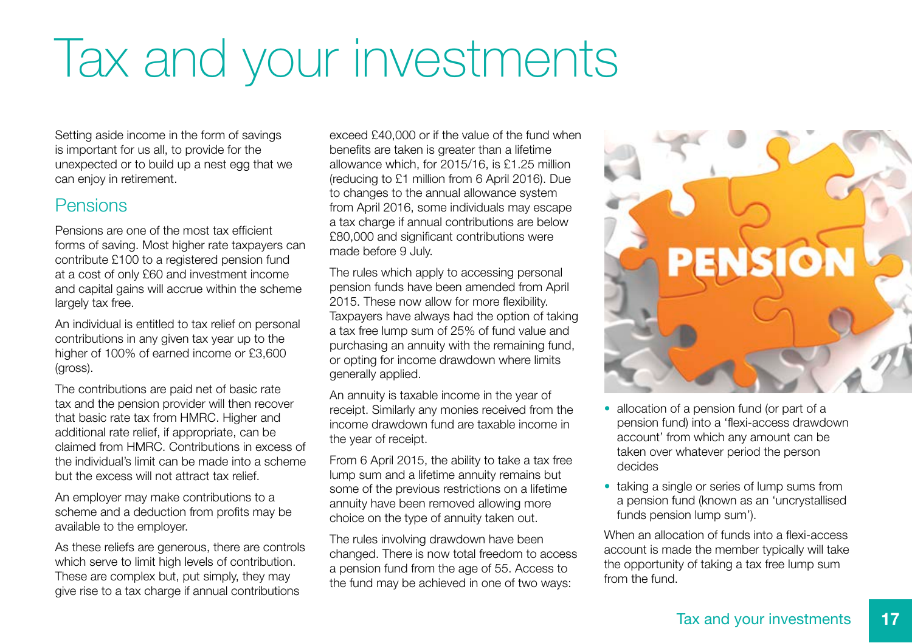# Tax and your investments

Setting aside income in the form of savings is important for us all, to provide for the unexpected or to build up a nest egg that we can enjoy in retirement.

## Pensions

Pensions are one of the most tax efficient forms of saving. Most higher rate taxpayers can contribute £100 to a registered pension fund at a cost of only £60 and investment income and capital gains will accrue within the scheme largely tax free.

An individual is entitled to tax relief on personal contributions in any given tax year up to the higher of 100% of earned income or £3,600 (gross).

The contributions are paid net of basic rate tax and the pension provider will then recover that basic rate tax from HMRC. Higher and additional rate relief, if appropriate, can be claimed from HMRC. Contributions in excess of the individual's limit can be made into a scheme but the excess will not attract tax relief.

An employer may make contributions to a scheme and a deduction from profits may be available to the employer.

As these reliefs are generous, there are controls which serve to limit high levels of contribution. These are complex but, put simply, they may give rise to a tax charge if annual contributions exceed £40,000 or if the value of the fund when benefits are taken is greater than a lifetime allowance which, for 2015/16, is £1.25 million (reducing to £1 million from 6 April 2016). Due to changes to the annual allowance system from April 2016, some individuals may escape a tax charge if annual contributions are below £80,000 and significant contributions were made before 9 July.

The rules which apply to accessing personal pension funds have been amended from April 2015. These now allow for more flexibility. Taxpayers have always had the option of taking a tax free lump sum of 25% of fund value and purchasing an annuity with the remaining fund, or opting for income drawdown where limits generally applied.

An annuity is taxable income in the year of receipt. Similarly any monies received from the income drawdown fund are taxable income in the year of receipt.

From 6 April 2015, the ability to take a tax free lump sum and a lifetime annuity remains but some of the previous restrictions on a lifetime annuity have been removed allowing more choice on the type of annuity taken out.

The rules involving drawdown have been changed. There is now total freedom to access a pension fund from the age of 55. Access to the fund may be achieved in one of two ways:

- allocation of a pension fund (or part of a pension fund) into a 'flexi-access drawdown account' from which any amount can be taken over whatever period the person decides
- taking a single or series of lump sums from a pension fund (known as an 'uncrystallised funds pension lump sum').

When an allocation of funds into a flexi-access account is made the member typically will take the opportunity of taking a tax free lump sum from the fund.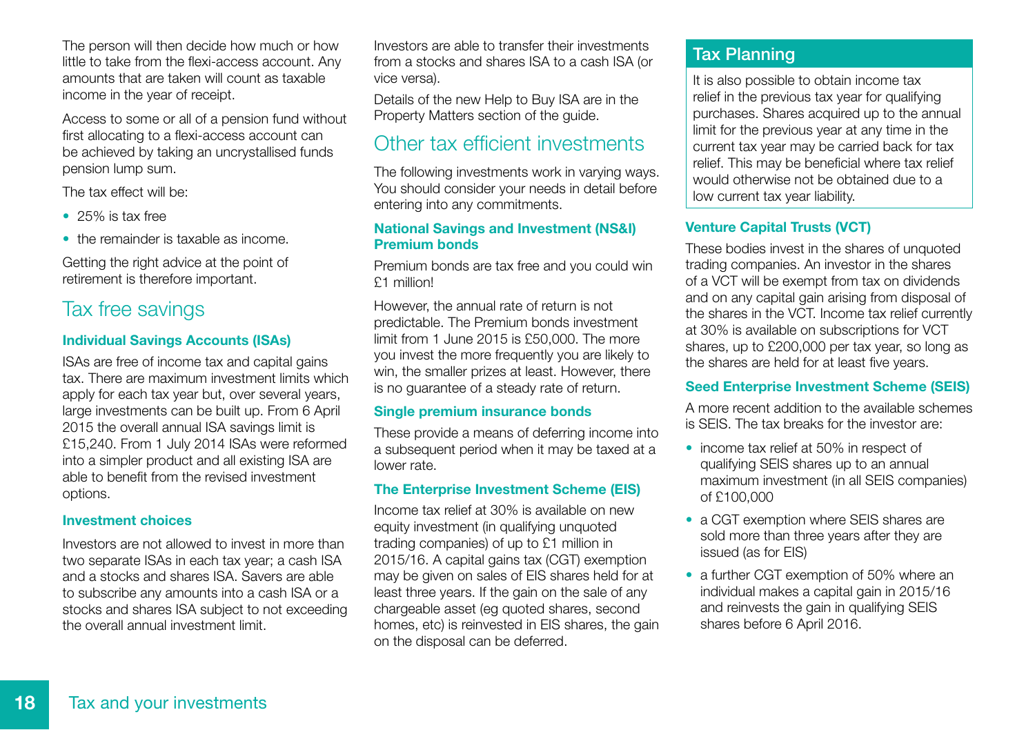The person will then decide how much or how little to take from the flexi-access account. Any amounts that are taken will count as taxable income in the year of receipt.

Access to some or all of a pension fund without first allocating to a flexi-access account can be achieved by taking an uncrystallised funds pension lump sum.

The tax effect will be:

- 25% is tax free
- the remainder is taxable as income.

Getting the right advice at the point of retirement is therefore important.

## Tax free savings

### Individual Savings Accounts (ISAs)

ISAs are free of income tax and capital gains tax. There are maximum investment limits which apply for each tax year but, over several years, large investments can be built up. From 6 April 2015 the overall annual ISA savings limit is £15,240. From 1 July 2014 ISAs were reformed into a simpler product and all existing ISA are able to benefit from the revised investment options.

### Investment choices

Investors are not allowed to invest in more than two separate ISAs in each tax year; a cash ISA and a stocks and shares ISA. Savers are able to subscribe any amounts into a cash ISA or a stocks and shares ISA subject to not exceeding the overall annual investment limit.

Investors are able to transfer their investments from a stocks and shares ISA to a cash ISA (or vice versa).

Details of the new Help to Buy ISA are in the Property Matters section of the guide.

## Other tax efficient investments

The following investments work in varying ways. You should consider your needs in detail before entering into any commitments.

### National Savings and Investment (NS&I) Premium bonds

Premium bonds are tax free and you could win £1 million!

However, the annual rate of return is not predictable. The Premium bonds investment limit from 1 June 2015 is £50,000. The more you invest the more frequently you are likely to win, the smaller prizes at least. However, there is no guarantee of a steady rate of return.

### Single premium insurance bonds

These provide a means of deferring income into a subsequent period when it may be taxed at a lower rate.

### The Enterprise Investment Scheme (EIS)

Income tax relief at 30% is available on new equity investment (in qualifying unquoted trading companies) of up to £1 million in 2015/16. A capital gains tax (CGT) exemption may be given on sales of EIS shares held for at least three years. If the gain on the sale of any chargeable asset (eg quoted shares, second homes, etc) is reinvested in EIS shares, the gain on the disposal can be deferred.

### Tax Planning

It is also possible to obtain income tax relief in the previous tax year for qualifying purchases. Shares acquired up to the annual limit for the previous year at any time in the current tax year may be carried back for tax relief. This may be beneficial where tax relief would otherwise not be obtained due to a low current tax year liability.

### Venture Capital Trusts (VCT)

These bodies invest in the shares of unquoted trading companies. An investor in the shares of a VCT will be exempt from tax on dividends and on any capital gain arising from disposal of the shares in the VCT. Income tax relief currently at 30% is available on subscriptions for VCT shares, up to £200,000 per tax year, so long as the shares are held for at least five years.

### Seed Enterprise Investment Scheme (SEIS)

A more recent addition to the available schemes is SEIS. The tax breaks for the investor are:

- income tax relief at 50% in respect of qualifying SEIS shares up to an annual maximum investment (in all SEIS companies) of £100,000
- a CGT exemption where SEIS shares are sold more than three years after they are issued (as for EIS)
- a further CGT exemption of 50% where an individual makes a capital gain in 2015/16 and reinvests the gain in qualifying SEIS shares before 6 April 2016.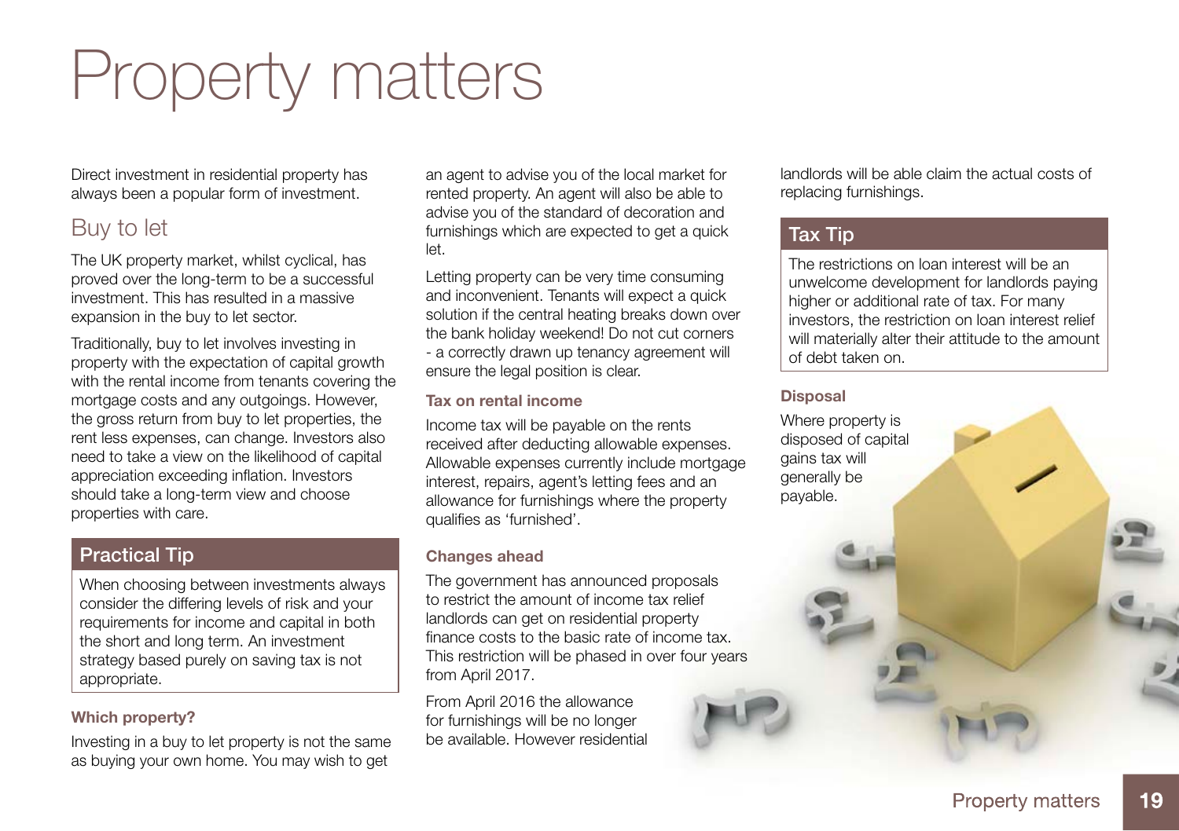# Property matters

Direct investment in residential property has always been a popular form of investment.

## Buy to let

The UK property market, whilst cyclical, has proved over the long-term to be a successful investment. This has resulted in a massive expansion in the buy to let sector.

Traditionally, buy to let involves investing in property with the expectation of capital growth with the rental income from tenants covering the mortgage costs and any outgoings. However, the gross return from buy to let properties, the rent less expenses, can change. Investors also need to take a view on the likelihood of capital appreciation exceeding inflation. Investors should take a long-term view and choose properties with care.

### Practical Tip

When choosing between investments always consider the differing levels of risk and your requirements for income and capital in both the short and long term. An investment strategy based purely on saving tax is not appropriate.

#### Which property?

Investing in a buy to let property is not the same as buying your own home. You may wish to get an agent to advise you of the local market for rented property. An agent will also be able to advise you of the standard of decoration and furnishings which are expected to get a quick let.

Letting property can be very time consuming and inconvenient. Tenants will expect a quick solution if the central heating breaks down over the bank holiday weekend! Do not cut corners - a correctly drawn up tenancy agreement will ensure the legal position is clear.

#### Tax on rental income

Income tax will be payable on the rents received after deducting allowable expenses. Allowable expenses currently include mortgage interest, repairs, agent's letting fees and an allowance for furnishings where the property qualifies as 'furnished'.

#### Changes ahead

The government has announced proposals to restrict the amount of income tax relief landlords can get on residential property finance costs to the basic rate of income tax. This restriction will be phased in over four years from April 2017.

From April 2016 the allowance for furnishings will be no longer be available. However residential landlords will be able claim the actual costs of replacing furnishings.

### Tax Tip

The restrictions on loan interest will be an unwelcome development for landlords paying higher or additional rate of tax. For many investors, the restriction on loan interest relief will materially alter their attitude to the amount of debt taken on.

#### Disposal

Where property is disposed of capital gains tax will generally be payable.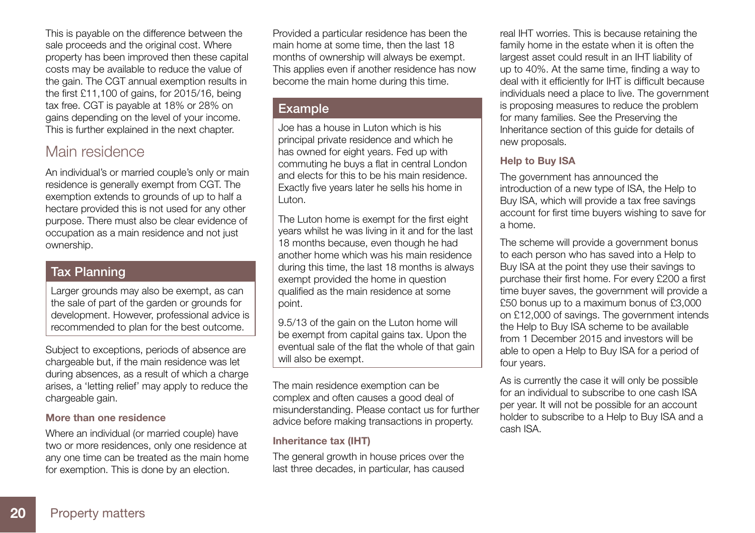This is payable on the difference between the sale proceeds and the original cost. Where property has been improved then these capital costs may be available to reduce the value of the gain. The CGT annual exemption results in the first £11,100 of gains, for 2015/16, being tax free. CGT is payable at 18% or 28% on gains depending on the level of your income. This is further explained in the next chapter.

## Main residence

An individual's or married couple's only or main residence is generally exempt from CGT. The exemption extends to grounds of up to half a hectare provided this is not used for any other purpose. There must also be clear evidence of occupation as a main residence and not just ownership.

### Tax Planning

Larger grounds may also be exempt, as can the sale of part of the garden or grounds for development. However, professional advice is recommended to plan for the best outcome.

Subject to exceptions, periods of absence are chargeable but, if the main residence was let during absences, as a result of which a charge arises, a 'letting relief' may apply to reduce the chargeable gain.

#### More than one residence

Where an individual (or married couple) have two or more residences, only one residence at any one time can be treated as the main home for exemption. This is done by an election.

Provided a particular residence has been the main home at some time, then the last 18 months of ownership will always be exempt. This applies even if another residence has now become the main home during this time.

### Example

Joe has a house in Luton which is his principal private residence and which he has owned for eight years. Fed up with commuting he buys a flat in central London and elects for this to be his main residence. Exactly five years later he sells his home in Luton.

The Luton home is exempt for the first eight years whilst he was living in it and for the last 18 months because, even though he had another home which was his main residence during this time, the last 18 months is always exempt provided the home in question qualified as the main residence at some point.

9.5/13 of the gain on the Luton home will be exempt from capital gains tax. Upon the eventual sale of the flat the whole of that gain will also be exempt.

The main residence exemption can be complex and often causes a good deal of misunderstanding. Please contact us for further advice before making transactions in property.

#### Inheritance tax (IHT)

The general growth in house prices over the last three decades, in particular, has caused real IHT worries. This is because retaining the family home in the estate when it is often the largest asset could result in an IHT liability of up to 40%. At the same time, finding a way to deal with it efficiently for IHT is difficult because individuals need a place to live. The government is proposing measures to reduce the problem for many families. See the Preserving the Inheritance section of this guide for details of new proposals.

#### Help to Buy ISA

The government has announced the introduction of a new type of ISA, the Help to Buy ISA, which will provide a tax free savings account for first time buyers wishing to save for a home.

The scheme will provide a government bonus to each person who has saved into a Help to Buy ISA at the point they use their savings to purchase their first home. For every £200 a first time buyer saves, the government will provide a £50 bonus up to a maximum bonus of £3,000 on £12,000 of savings. The government intends the Help to Buy ISA scheme to be available from 1 December 2015 and investors will be able to open a Help to Buy ISA for a period of four years.

As is currently the case it will only be possible for an individual to subscribe to one cash ISA per year. It will not be possible for an account holder to subscribe to a Help to Buy ISA and a cash ISA.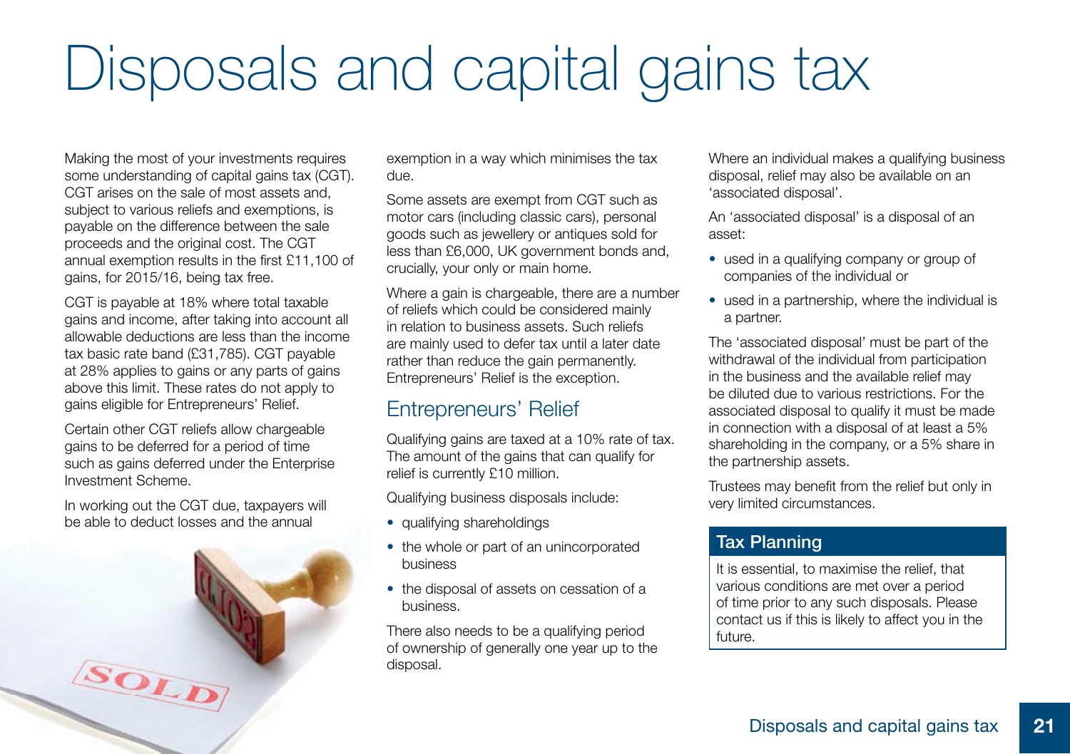# Disposals and capital gains tax

Making the most of your investments requires some understanding of capital gains tax (CGT). CGT arises on the sale of most assets and, subject to various reliefs and exemptions, is payable on the difference between the sale proceeds and the original cost. The CGT annual exemption results in the first £11,100 of gains, for 2015/16, being tax free.

CGT is payable at 18% where total taxable gains and income, after taking into account all allowable deductions are less than the income tax basic rate band (£31,785). CGT payable at 28% applies to gains or any parts of gains above this limit. These rates do not apply to gains eligible for Entrepreneurs' Relief.

Certain other CGT reliefs allow chargeable gains to be deferred for a period of time such as gains deferred under the Enterprise Investment Scheme.

In working out the CGT due, taxpayers will be able to deduct losses and the annual exemption in a way which minimises the tax due.

Some assets are exempt from CGT such as motor cars (including classic cars), personal goods such as jewellery or antiques sold for less than £6,000, UK government bonds and, crucially, your only or main home.

Where a gain is chargeable, there are a number of reliefs which could be considered mainly in relation to business assets. Such reliefs are mainly used to defer tax until a later date rather than reduce the gain permanently. Entrepreneurs' Relief is the exception.

## Entrepreneurs' Relief

Qualifying gains are taxed at a 10% rate of tax. The amount of the gains that can qualify for relief is currently £10 million.

Qualifying business disposals include:

- qualifying shareholdings
- the whole or part of an unincorporated business
- the disposal of assets on cessation of a business.

There also needs to be a qualifying period of ownership of generally one year up to the disposal.

Where an individual makes a qualifying business disposal, relief may also be available on an 'associated disposal'.

An 'associated disposal' is a disposal of an asset:

- used in a qualifying company or group of companies of the individual or
- used in a partnership, where the individual is a partner.

The 'associated disposal' must be part of the withdrawal of the individual from participation in the business and the available relief may be diluted due to various restrictions. For the associated disposal to qualify it must be made in connection with a disposal of at least a 5% shareholding in the company, or a 5% share in the partnership assets.

Trustees may benefit from the relief but only in very limited circumstances.

### Tax Planning

It is essential, to maximise the relief, that various conditions are met over a period of time prior to any such disposals. Please contact us if this is likely to affect you in the future.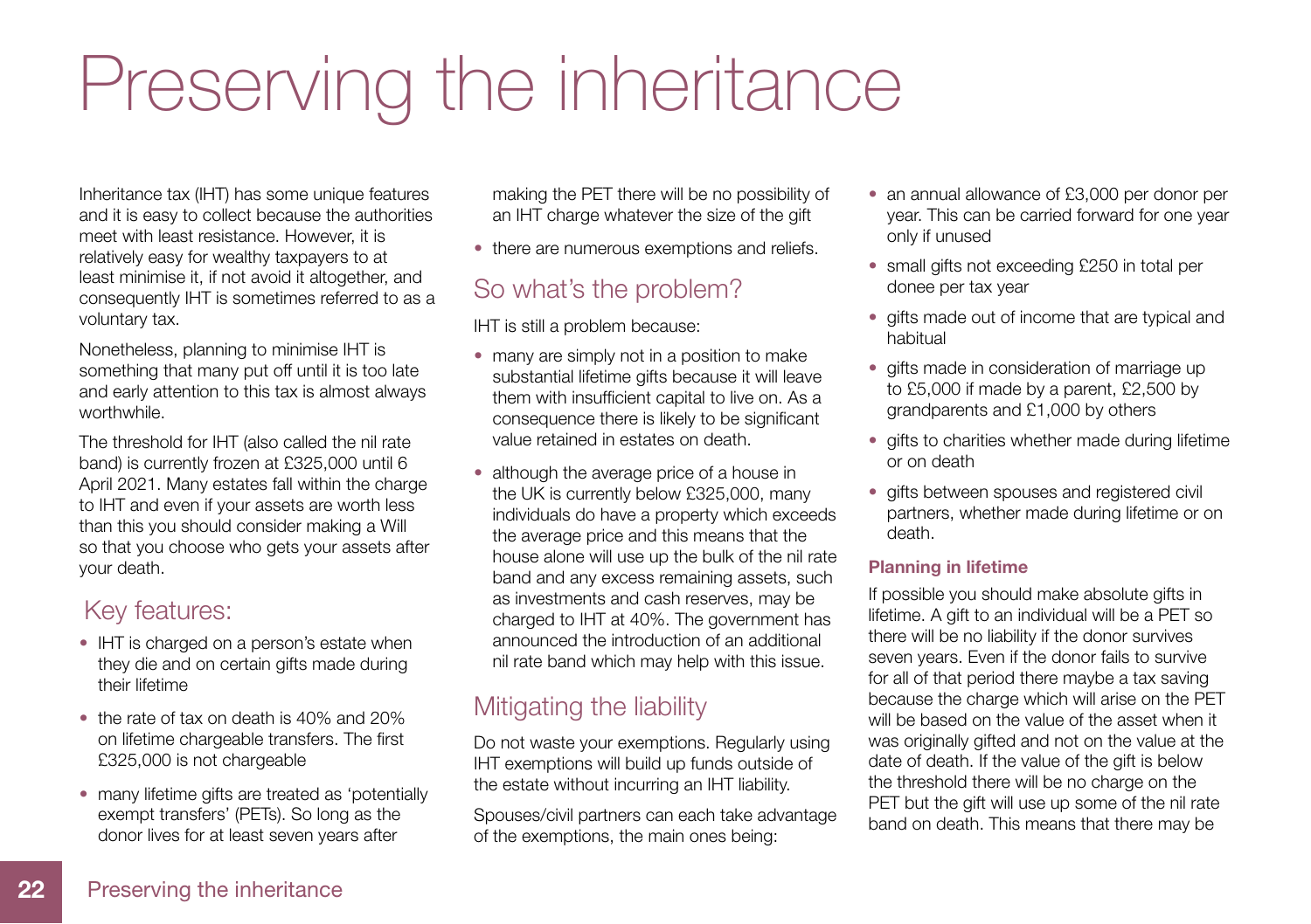# Preserving the inheritance

Inheritance tax (IHT) has some unique features and it is easy to collect because the authorities meet with least resistance. However, it is relatively easy for wealthy taxpayers to at least minimise it, if not avoid it altogether, and consequently IHT is sometimes referred to as a voluntary tax.

Nonetheless, planning to minimise IHT is something that many put off until it is too late and early attention to this tax is almost always worthwhile.

The threshold for IHT (also called the nil rate band) is currently frozen at £325,000 until 6 April 2021. Many estates fall within the charge to IHT and even if your assets are worth less than this you should consider making a Will so that you choose who gets your assets after your death.

## Key features:

- IHT is charged on a person's estate when they die and on certain gifts made during their lifetime
- the rate of tax on death is 40% and 20% on lifetime chargeable transfers. The first £325,000 is not chargeable
- many lifetime gifts are treated as 'potentially exempt transfers' (PETs). So long as the donor lives for at least seven years after making the PET there will be no possibility of an IHT charge whatever the size of the gift
- there are numerous exemptions and reliefs.

## So what's the problem?

IHT is still a problem because:

- many are simply not in a position to make substantial lifetime gifts because it will leave them with insufficient capital to live on. As a consequence there is likely to be significant value retained in estates on death.
- although the average price of a house in the UK is currently below £325,000, many individuals do have a property which exceeds the average price and this means that the house alone will use up the bulk of the nil rate band and any excess remaining assets, such as investments and cash reserves, may be charged to IHT at 40%. The government has announced the introduction of an additional nil rate band which may help with this issue.

## Mitigating the liability

Do not waste your exemptions. Regularly using IHT exemptions will build up funds outside of the estate without incurring an IHT liability.

Spouses/civil partners can each take advantage of the exemptions, the main ones being:

- an annual allowance of £3,000 per donor per year. This can be carried forward for one year only if unused
- small gifts not exceeding £250 in total per donee per tax year
- gifts made out of income that are typical and habitual
- gifts made in consideration of marriage up to £5,000 if made by a parent, £2,500 by grandparents and £1,000 by others
- gifts to charities whether made during lifetime or on death
- gifts between spouses and registered civil partners, whether made during lifetime or on death.

### Planning in lifetime

If possible you should make absolute gifts in lifetime. A gift to an individual will be a PET so there will be no liability if the donor survives seven years. Even if the donor fails to survive for all of that period there maybe a tax saving because the charge which will arise on the PET will be based on the value of the asset when it was originally gifted and not on the value at the date of death. If the value of the gift is below the threshold there will be no charge on the PET but the gift will use up some of the nil rate band on death. This means that there may be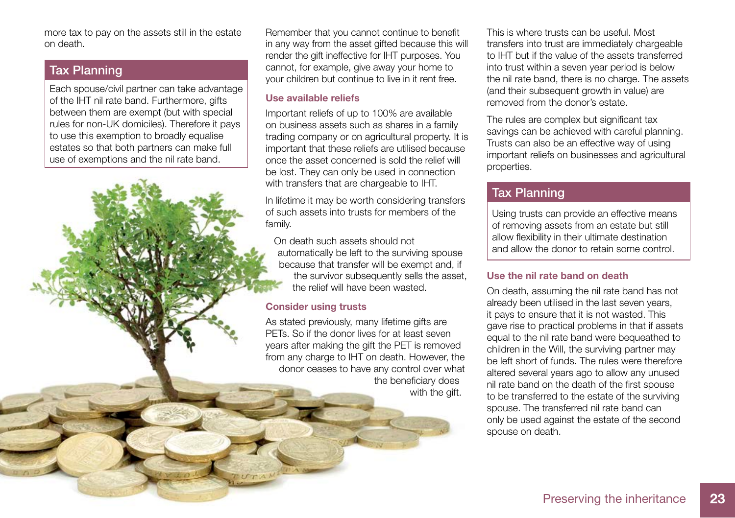more tax to pay on the assets still in the estate on death.

## Tax Planning

Each spouse/civil partner can take advantage of the IHT nil rate band. Furthermore, gifts between them are exempt (but with special rules for non-UK domiciles). Therefore it pays to use this exemption to broadly equalise estates so that both partners can make full use of exemptions and the nil rate band.

Remember that you cannot continue to benefit in any way from the asset gifted because this will render the gift ineffective for IHT purposes. You cannot, for example, give away your home to your children but continue to live in it rent free.

### Use available reliefs

Important reliefs of up to 100% are available on business assets such as shares in a family trading company or on agricultural property. It is important that these reliefs are utilised because once the asset concerned is sold the relief will be lost. They can only be used in connection with transfers that are chargeable to IHT.

In lifetime it may be worth considering transfers of such assets into trusts for members of the family.

On death such assets should not automatically be left to the surviving spouse because that transfer will be exempt and, if the survivor subsequently sells the asset, the relief will have been wasted.

### Consider using trusts

As stated previously, many lifetime gifts are PETs. So if the donor lives for at least seven years after making the gift the PET is removed from any charge to IHT on death. However, the donor ceases to have any control over what the beneficiary does with the gift.

This is where trusts can be useful. Most transfers into trust are immediately chargeable to IHT but if the value of the assets transferred into trust within a seven year period is below the nil rate band, there is no charge. The assets (and their subsequent growth in value) are removed from the donor's estate.

The rules are complex but significant tax savings can be achieved with careful planning. Trusts can also be an effective way of using important reliefs on businesses and agricultural properties.

## Tax Planning

Using trusts can provide an effective means of removing assets from an estate but still allow flexibility in their ultimate destination and allow the donor to retain some control.

### Use the nil rate band on death

On death, assuming the nil rate band has not already been utilised in the last seven years, it pays to ensure that it is not wasted. This gave rise to practical problems in that if assets equal to the nil rate band were bequeathed to children in the Will, the surviving partner may be left short of funds. The rules were therefore altered several years ago to allow any unused nil rate band on the death of the first spouse to be transferred to the estate of the surviving spouse. The transferred nil rate band can only be used against the estate of the second spouse on death.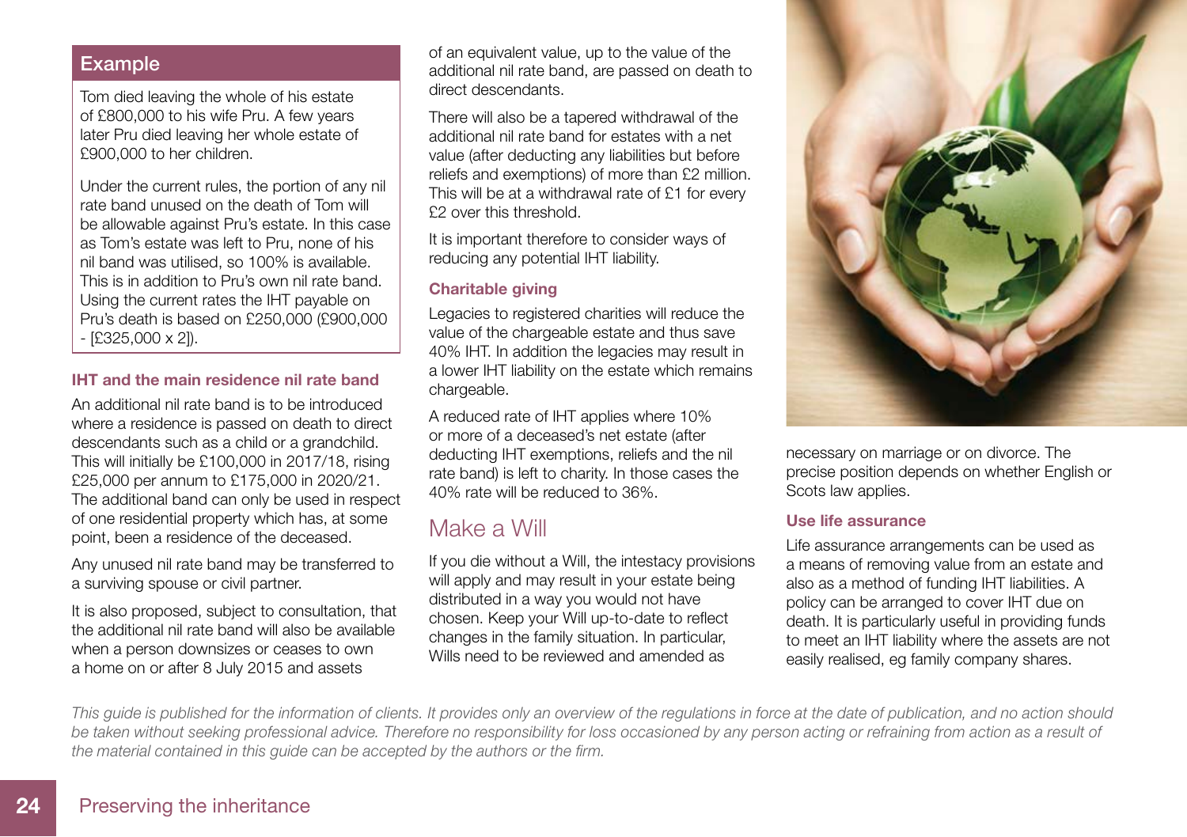## Example

Tom died leaving the whole of his estate of £800,000 to his wife Pru. A few years later Pru died leaving her whole estate of £900,000 to her children.

Under the current rules, the portion of any nil rate band unused on the death of Tom will be allowable against Pru's estate. In this case as Tom's estate was left to Pru, none of his nil band was utilised, so 100% is available. This is in addition to Pru's own nil rate band. Using the current rates the IHT payable on Pru's death is based on £250,000 (£900,000 - [£325,000 x 2]).

### IHT and the main residence nil rate band

An additional nil rate band is to be introduced where a residence is passed on death to direct descendants such as a child or a grandchild. This will initially be £100,000 in 2017/18, rising £25,000 per annum to £175,000 in 2020/21. The additional band can only be used in respect of one residential property which has, at some point, been a residence of the deceased.

Any unused nil rate band may be transferred to a surviving spouse or civil partner.

It is also proposed, subject to consultation, that the additional nil rate band will also be available when a person downsizes or ceases to own a home on or after 8 July 2015 and assets of an equivalent value, up to the value of the additional nil rate band, are passed on death to direct descendants.

There will also be a tapered withdrawal of the additional nil rate band for estates with a net value (after deducting any liabilities but before reliefs and exemptions) of more than £2 million. This will be at a withdrawal rate of £1 for every £2 over this threshold.

It is important therefore to consider ways of reducing any potential IHT liability.

### Charitable giving

Legacies to registered charities will reduce the value of the chargeable estate and thus save 40% IHT. In addition the legacies may result in a lower IHT liability on the estate which remains chargeable.

A reduced rate of IHT applies where 10% or more of a deceased's net estate (after deducting IHT exemptions, reliefs and the nil rate band) is left to charity. In those cases the 40% rate will be reduced to 36%.

## Make a Will

If you die without a Will, the intestacy provisions will apply and may result in your estate being distributed in a way you would not have chosen. Keep your Will up-to-date to reflect changes in the family situation. In particular, Wills need to be reviewed and amended as necessary on marriage or on divorce. The precise position depends on whether English or Scots law applies.

### Use life assurance

Life assurance arrangements can be used as a means of removing value from an estate and also as a method of funding IHT liabilities. A policy can be arranged to cover IHT due on death. It is particularly useful in providing funds to meet an IHT liability where the assets are not easily realised, eg family company shares.

*This guide is published for the information of clients. It provides only an overview of the regulations in force at the date of publication, and no action should be taken without seeking professional advice. Therefore no responsibility for loss occasioned by any person acting or refraining from action as a result of the material contained in this guide can be accepted by the authors or the firm.*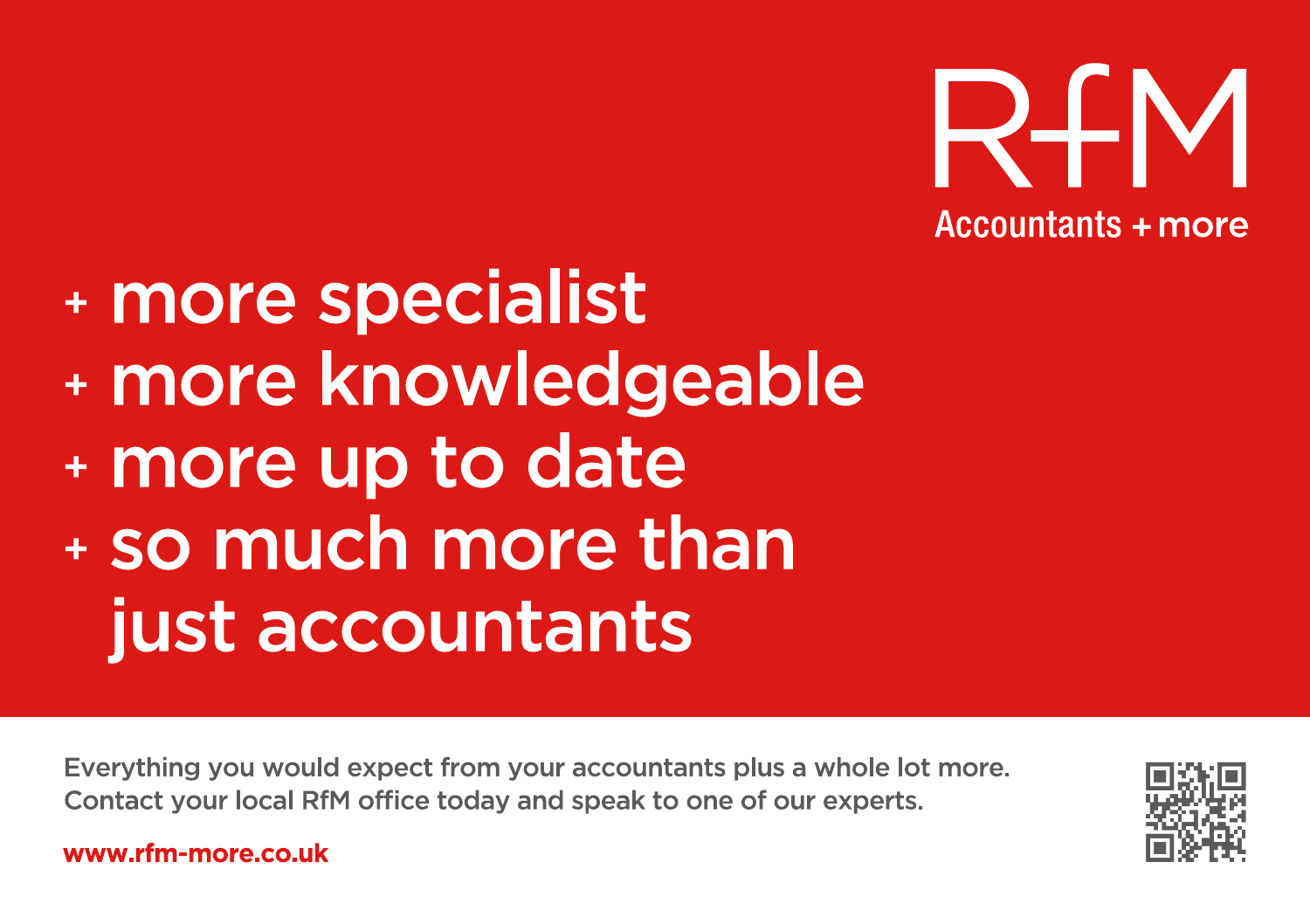RfM

Accountants + more

+ more specialist
+ more knowledgeable
+ more up to date
+ so much more than just accountants

Everything you would expect from your accountants plus a whole lot more.
Contact your local RfM office today and speak to one of our experts.

**www.rfm-more.co.uk**